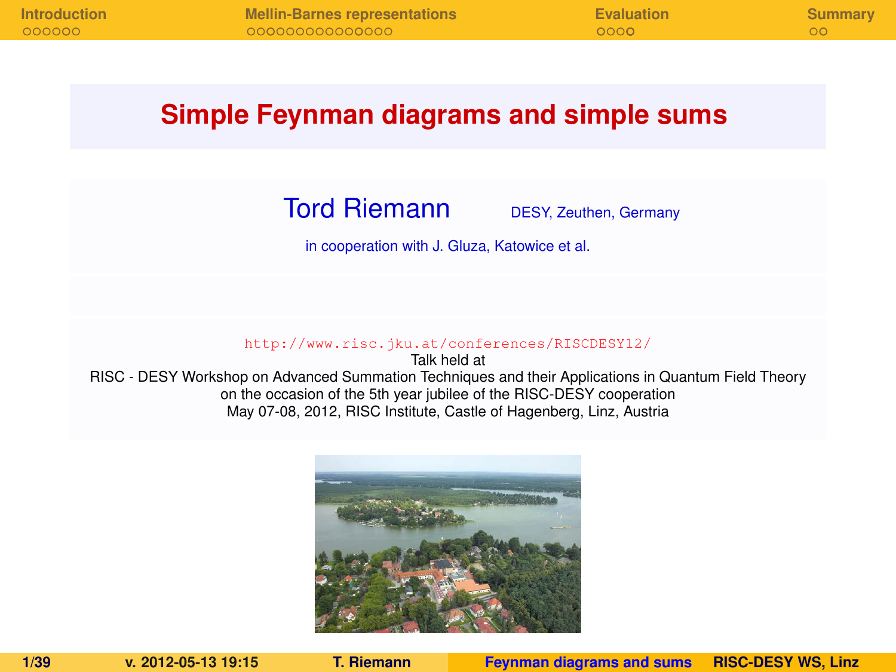# Simple Feynman diagrams and simple sums

**Tord Riemann** DESY, Zeuthen, Germany

in cooperation with J. Gluza, Katowice et al.

http://www.risc.jku.at/conferences/RISCDESY12/

Talk held at

RISC - DESY Workshop on Advanced Summation Techniques and their Applications in Quantum Field Theory

on the occasion of the 5th year jubilee of the RISC-DESY cooperation

May 07-08, 2012, RISC Institute, Castle of Hagenberg, Linz, Austria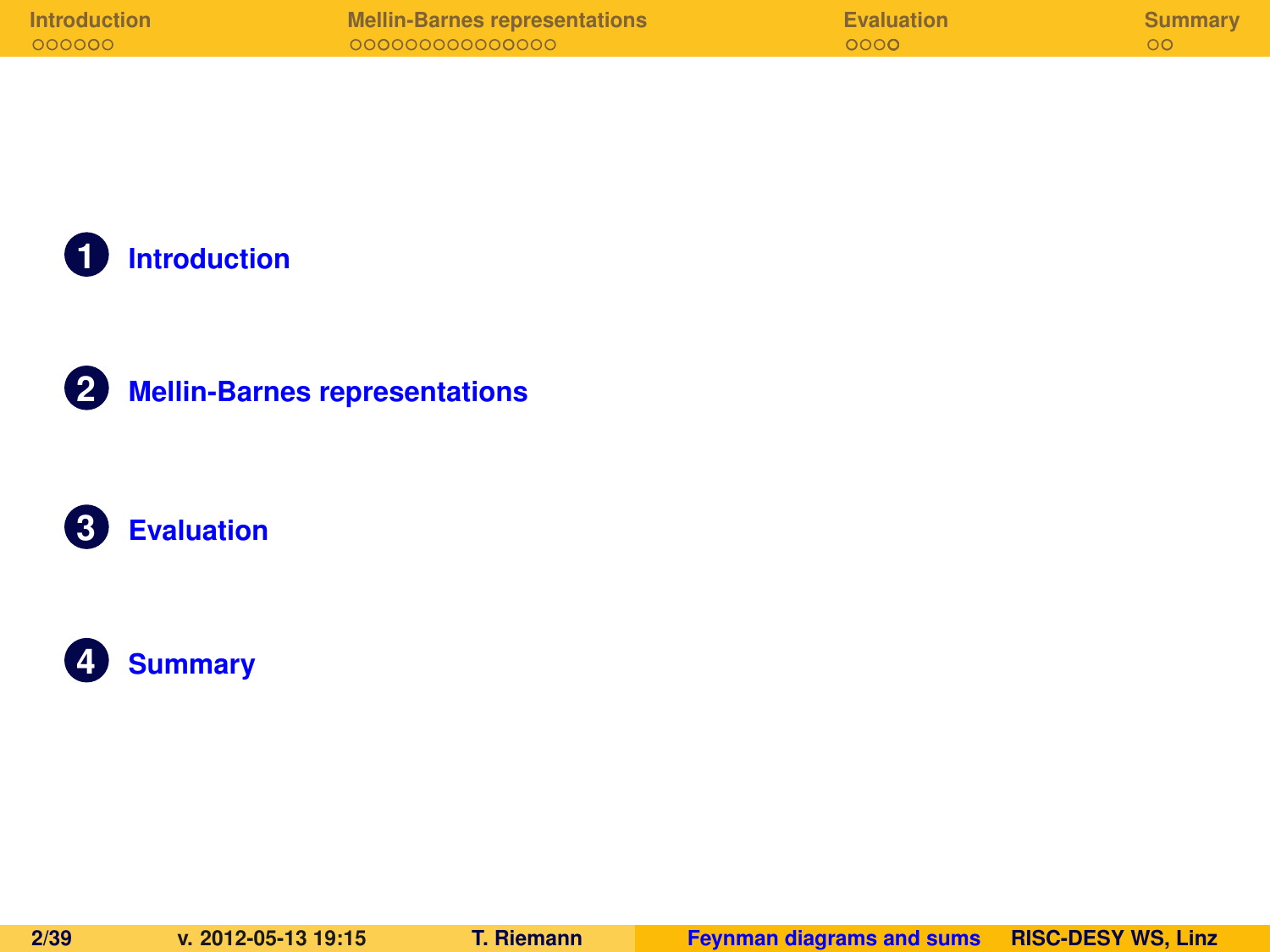1. Introduction
2. Mellin-Barnes representations
3. Evaluation
4. Summary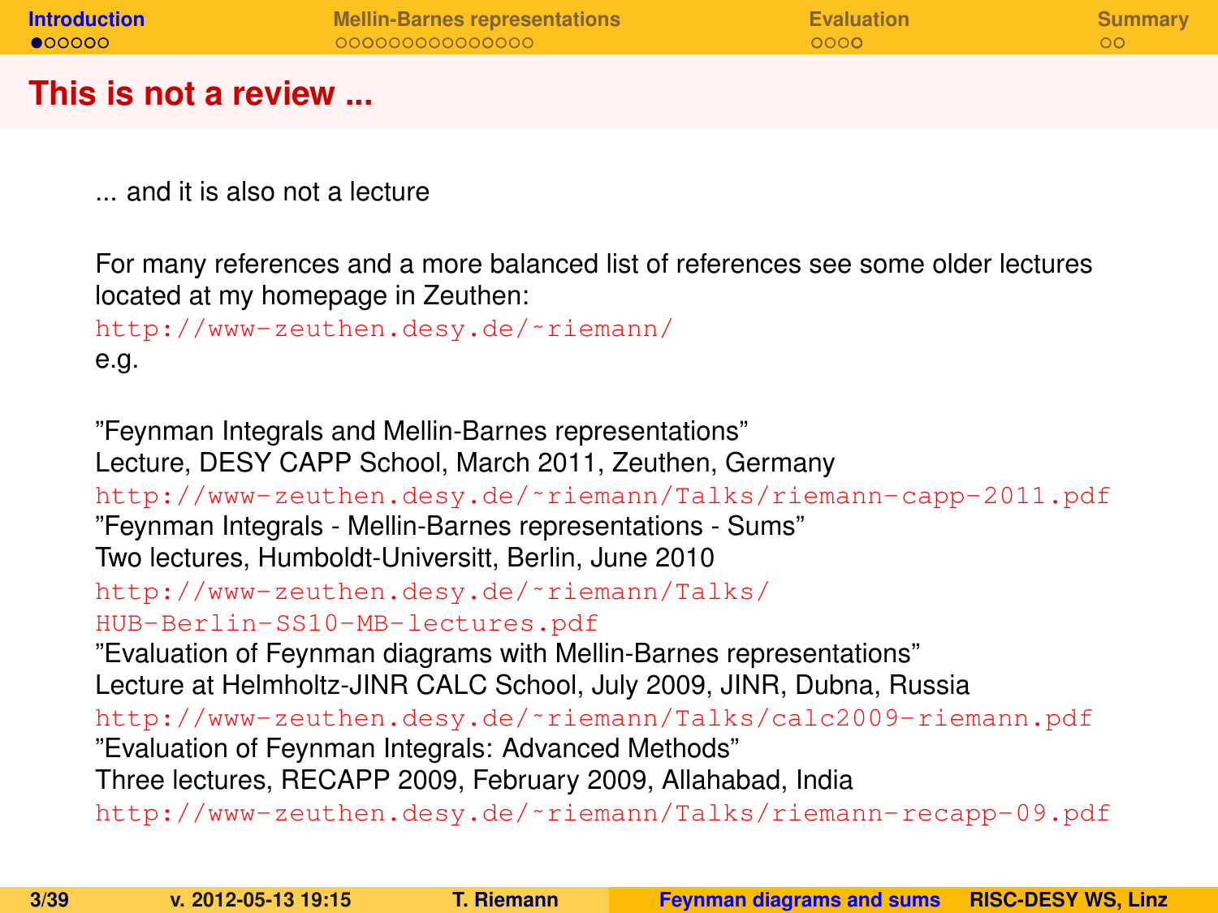# This is not a review ...

... and it is also not a lecture

For many references and a more balanced list of references see some older lectures located at my homepage in Zeuthen:
http://www-zeuthen.desy.de/~riemann/
e.g.

"Feynman Integrals and Mellin-Barnes representations"
Lecture, DESY CAPP School, March 2011, Zeuthen, Germany
http://www-zeuthen.desy.de/~riemann/Talks/riemann-capp-2011.pdf
"Feynman Integrals - Mellin-Barnes representations - Sums"
Two lectures, Humboldt-Universitt, Berlin, June 2010
http://www-zeuthen.desy.de/~riemann/Talks/HUB-Berlin-SS10-MB-lectures.pdf
"Evaluation of Feynman diagrams with Mellin-Barnes representations"
Lecture at Helmholtz-JINR CALC School, July 2009, JINR, Dubna, Russia
http://www-zeuthen.desy.de/~riemann/Talks/calc2009-riemann.pdf
"Evaluation of Feynman Integrals: Advanced Methods"
Three lectures, RECAPP 2009, February 2009, Allahabad, India
http://www-zeuthen.desy.de/~riemann/Talks/riemann-recapp-09.pdf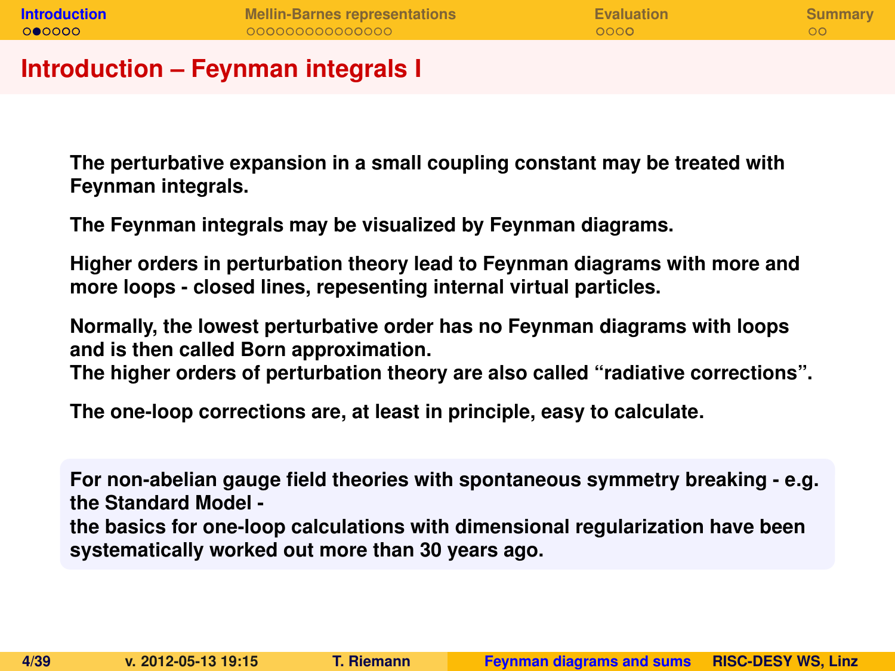# Introduction – Feynman integrals I

**The perturbative expansion in a small coupling constant may be treated with Feynman integrals.**

**The Feynman integrals may be visualized by Feynman diagrams.**

**Higher orders in perturbation theory lead to Feynman diagrams with more and more loops - closed lines, repesenting internal virtual particles.**

**Normally, the lowest perturbative order has no Feynman diagrams with loops and is then called Born approximation.**
**The higher orders of perturbation theory are also called “radiative corrections”.**

**The one-loop corrections are, at least in principle, easy to calculate.**

**For non-abelian gauge field theories with spontaneous symmetry breaking - e.g. the Standard Model -**
**the basics for one-loop calculations with dimensional regularization have been systematically worked out more than 30 years ago.**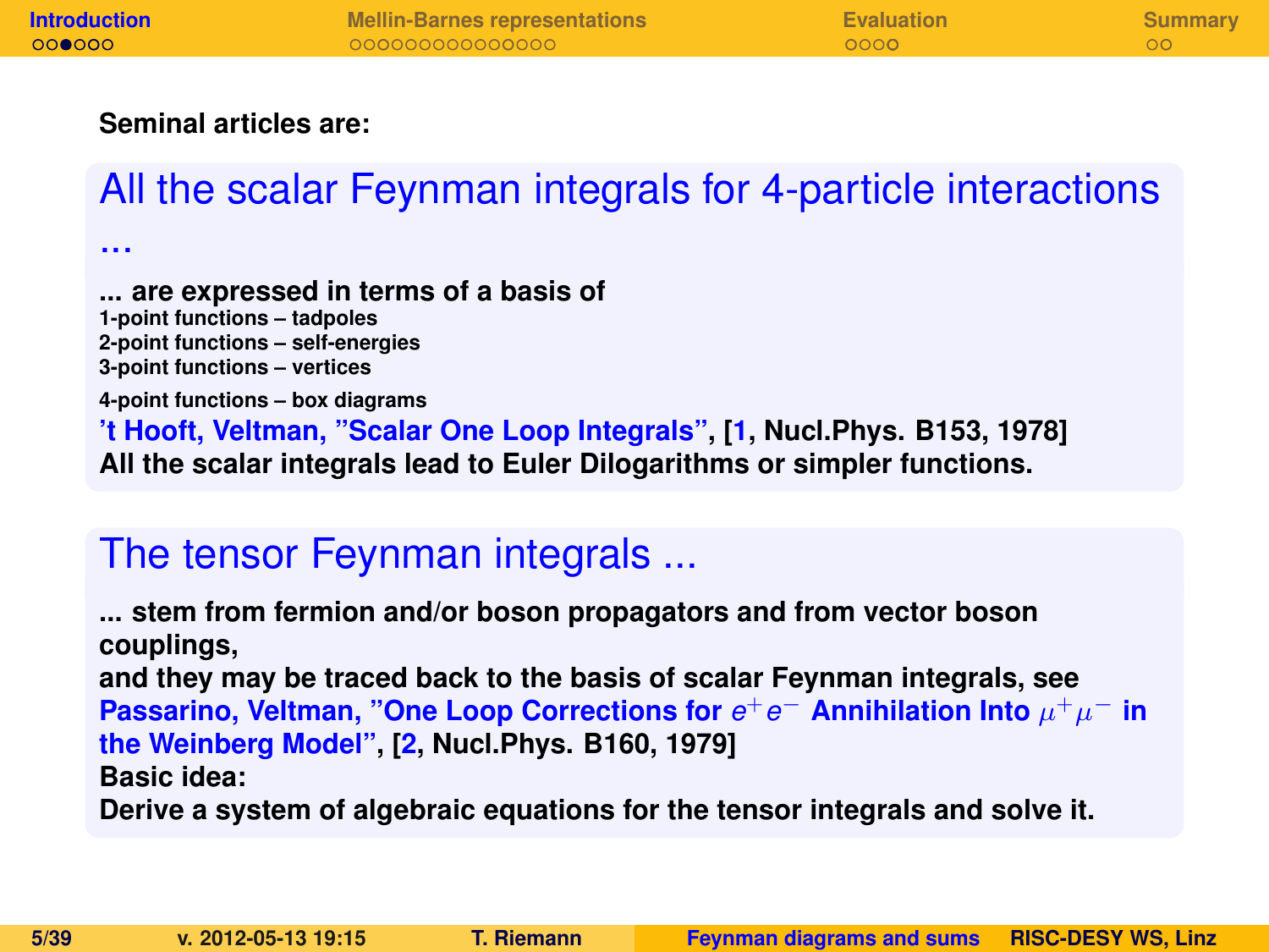**Seminal articles are:**

## All the scalar Feynman integrals for 4-particle interactions ...

**... are expressed in terms of a basis of**
**1-point functions – tadpoles**
**2-point functions – self-energies**
**3-point functions – vertices**
**4-point functions – box diagrams**
**'t Hooft, Veltman, "Scalar One Loop Integrals", [1, Nucl.Phys. B153, 1978]**
**All the scalar integrals lead to Euler Dilogarithms or simpler functions.**

## The tensor Feynman integrals ...

**... stem from fermion and/or boson propagators and from vector boson couplings,**
**and they may be traced back to the basis of scalar Feynman integrals, see Passarino, Veltman, "One Loop Corrections for $e^+e^-$ Annihilation Into $\mu^+\mu^-$ in the Weinberg Model", [2, Nucl.Phys. B160, 1979]**
**Basic idea:**
**Derive a system of algebraic equations for the tensor integrals and solve it.**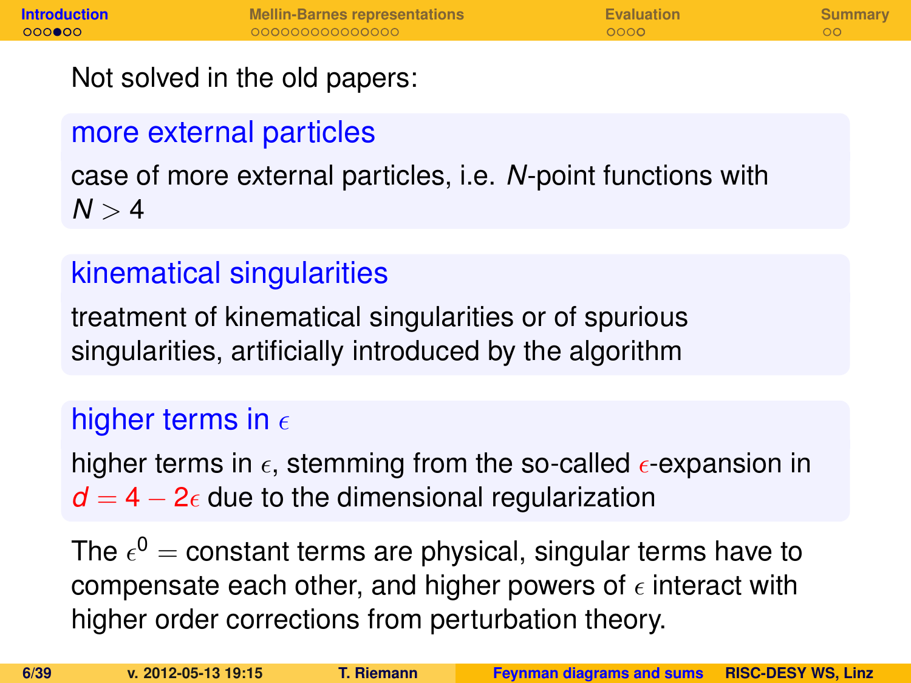Not solved in the old papers:

### more external particles

case of more external particles, i.e. $N$-point functions with $N > 4$

### kinematical singularities

treatment of kinematical singularities or of spurious singularities, artificially introduced by the algorithm

### higher terms in $\epsilon$

higher terms in $\epsilon$, stemming from the so-called $\epsilon$-expansion in $d = 4 - 2\epsilon$ due to the dimensional regularization

The $\epsilon^0 =$ constant terms are physical, singular terms have to compensate each other, and higher powers of $\epsilon$ interact with higher order corrections from perturbation theory.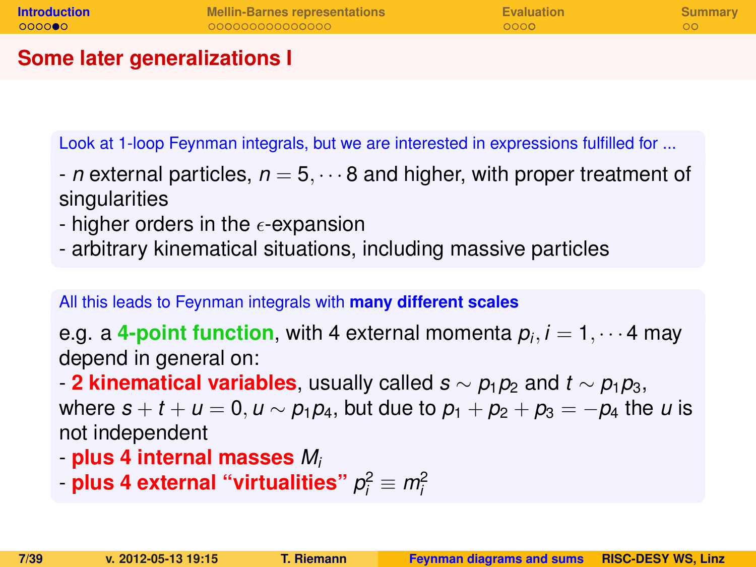# Some later generalizations I

Look at 1-loop Feynman integrals, but we are interested in expressions fulfilled for ...

- $n$ external particles, $n = 5, \cdots 8$ and higher, with proper treatment of singularities
- higher orders in the $\epsilon$-expansion
- arbitrary kinematical situations, including massive particles

All this leads to Feynman integrals with **many different scales**

e.g. a **4-point function**, with 4 external momenta $p_i, i = 1, \cdots 4$ may depend in general on:

- **2 kinematical variables**, usually called $s \sim p_1 p_2$ and $t \sim p_1 p_3$, where $s + t + u = 0, u \sim p_1 p_4$, but due to $p_1 + p_2 + p_3 = -p_4$ the $u$ is not independent
- **plus 4 internal masses** $M_i$
- **plus 4 external "virtualities"** $p_i^2 \equiv m_i^2$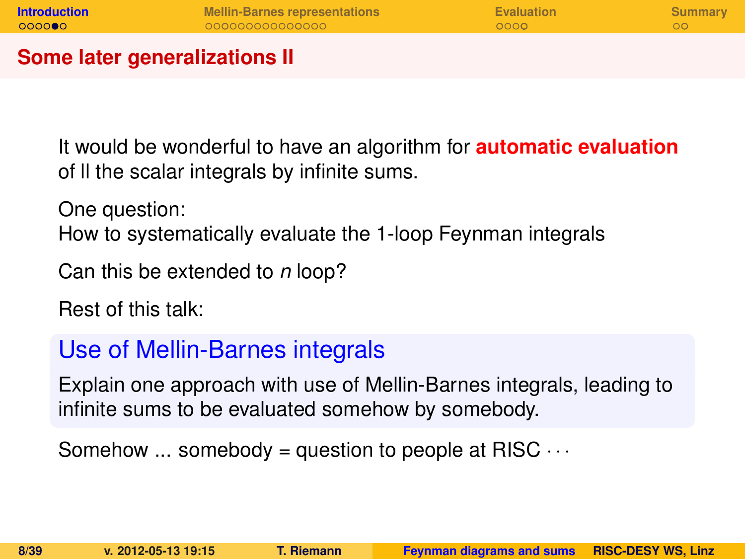# Some later generalizations II

It would be wonderful to have an algorithm for **automatic evaluation** of ll the scalar integrals by infinite sums.

One question:
How to systematically evaluate the 1-loop Feynman integrals

Can this be extended to *n* loop?

Rest of this talk:

### Use of Mellin-Barnes integrals

Explain one approach with use of Mellin-Barnes integrals, leading to infinite sums to be evaluated somehow by somebody.

Somehow ... somebody = question to people at RISC $\cdots$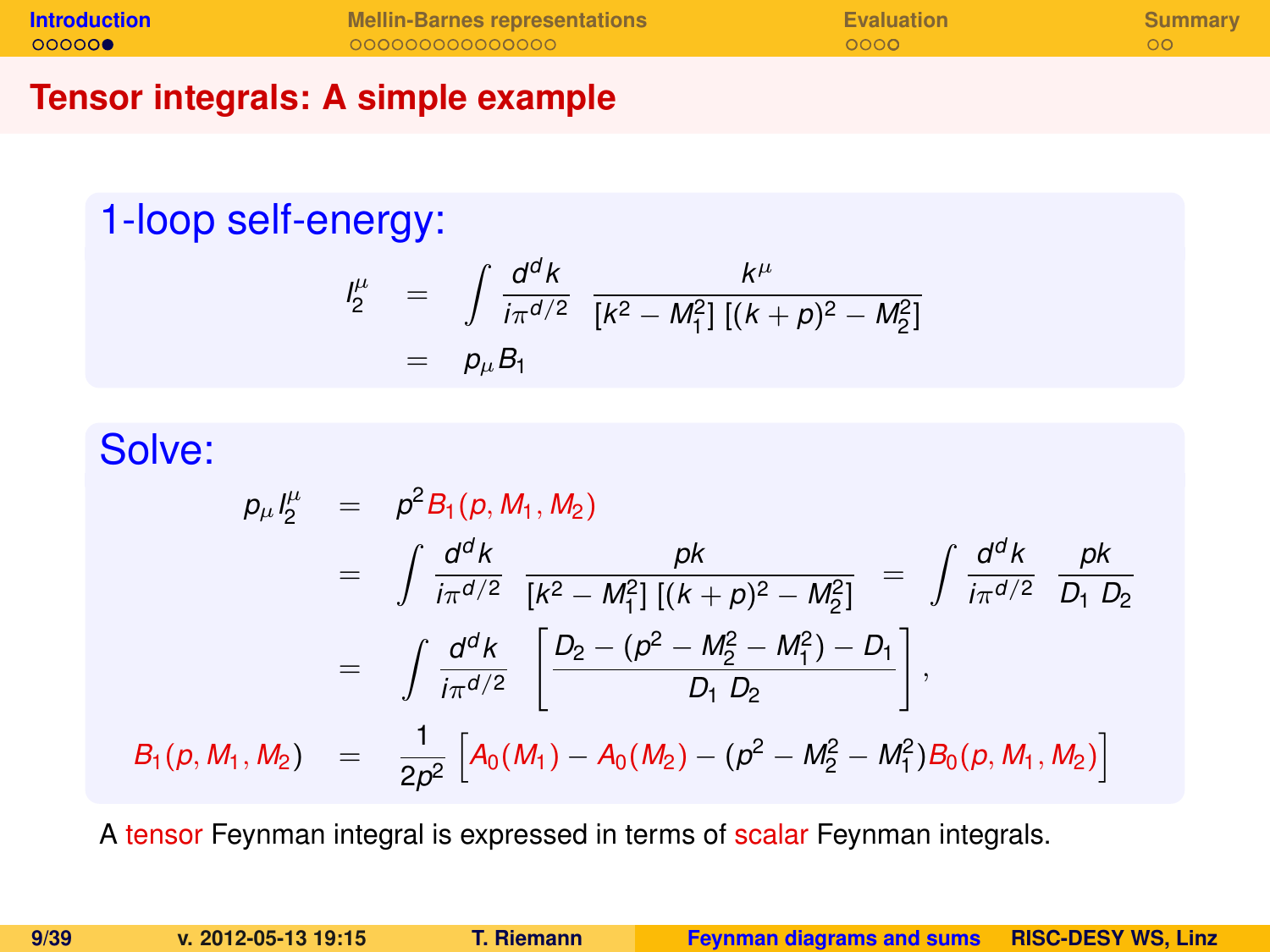## Tensor integrals: A simple example

### 1-loop self-energy:

$$
\begin{aligned}
I_2^\mu &= \int \frac{d^d k}{i\pi^{d/2}} \; \frac{k^\mu}{[k^2 - M_1^2]\,[(k+p)^2 - M_2^2]} \\
&= p_\mu B_1
\end{aligned}
$$

### Solve:

$$
\begin{aligned}
p_\mu I_2^\mu &= p^2 B_1(p, M_1, M_2) \\
&= \int \frac{d^d k}{i\pi^{d/2}} \; \frac{pk}{[k^2 - M_1^2]\,[(k+p)^2 - M_2^2]} \; = \int \frac{d^d k}{i\pi^{d/2}} \; \frac{pk}{D_1 \; D_2} \\
&= \int \frac{d^d k}{i\pi^{d/2}} \; \left[ \frac{D_2 - (p^2 - M_2^2 - M_1^2) - D_1}{D_1 \; D_2} \right], \\
B_1(p, M_1, M_2) &= \frac{1}{2p^2} \left[ A_0(M_1) - A_0(M_2) - (p^2 - M_2^2 - M_1^2) B_0(p, M_1, M_2) \right]
\end{aligned}
$$

A tensor Feynman integral is expressed in terms of scalar Feynman integrals.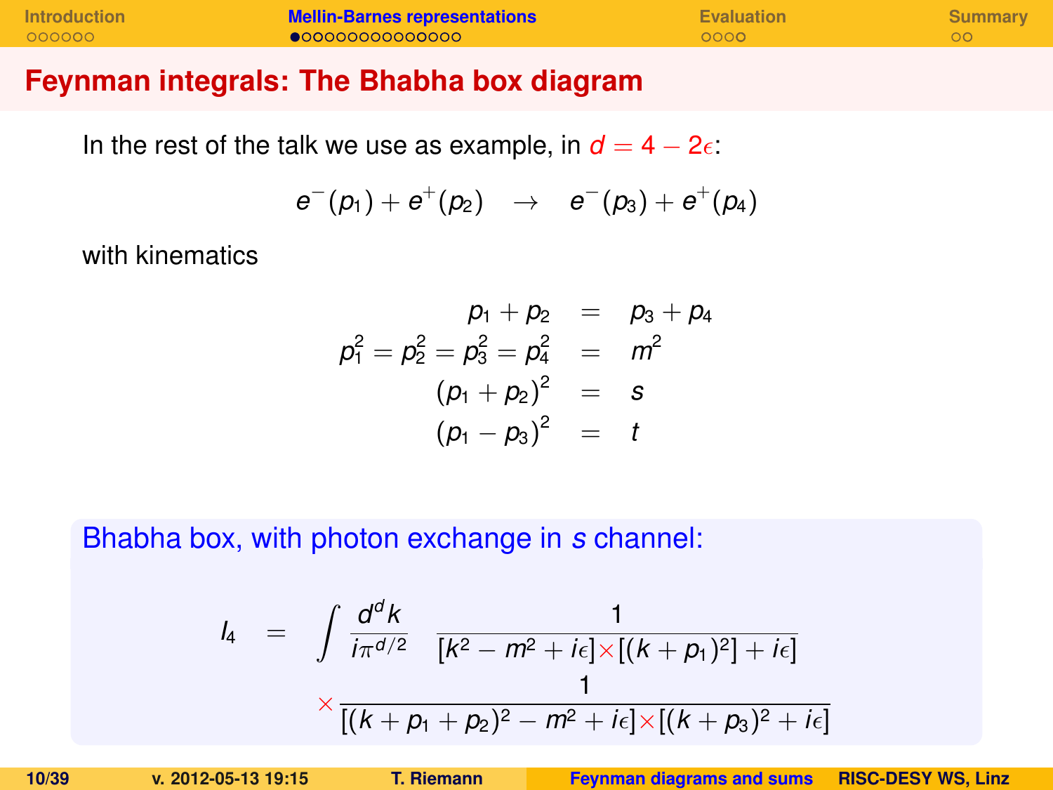# Feynman integrals: The Bhabha box diagram

In the rest of the talk we use as example, in $d = 4 - 2\epsilon$:

$$e^-(p_1) + e^+(p_2) \quad \rightarrow \quad e^-(p_3) + e^+(p_4)$$

with kinematics

$$\begin{aligned}
p_1 + p_2 &= p_3 + p_4 \\
p_1^2 = p_2^2 = p_3^2 = p_4^2 &= m^2 \\
(p_1 + p_2)^2 &= s \\
(p_1 - p_3)^2 &= t
\end{aligned}$$

**Bhabha box, with photon exchange in $s$ channel:**

$$I_4 = \int \frac{d^d k}{i\pi^{d/2}} \quad \frac{1}{[k^2 - m^2 + i\epsilon] \times [(k + p_1)^2] + i\epsilon]} \times \frac{1}{[(k + p_1 + p_2)^2 - m^2 + i\epsilon] \times [(k + p_3)^2 + i\epsilon]}$$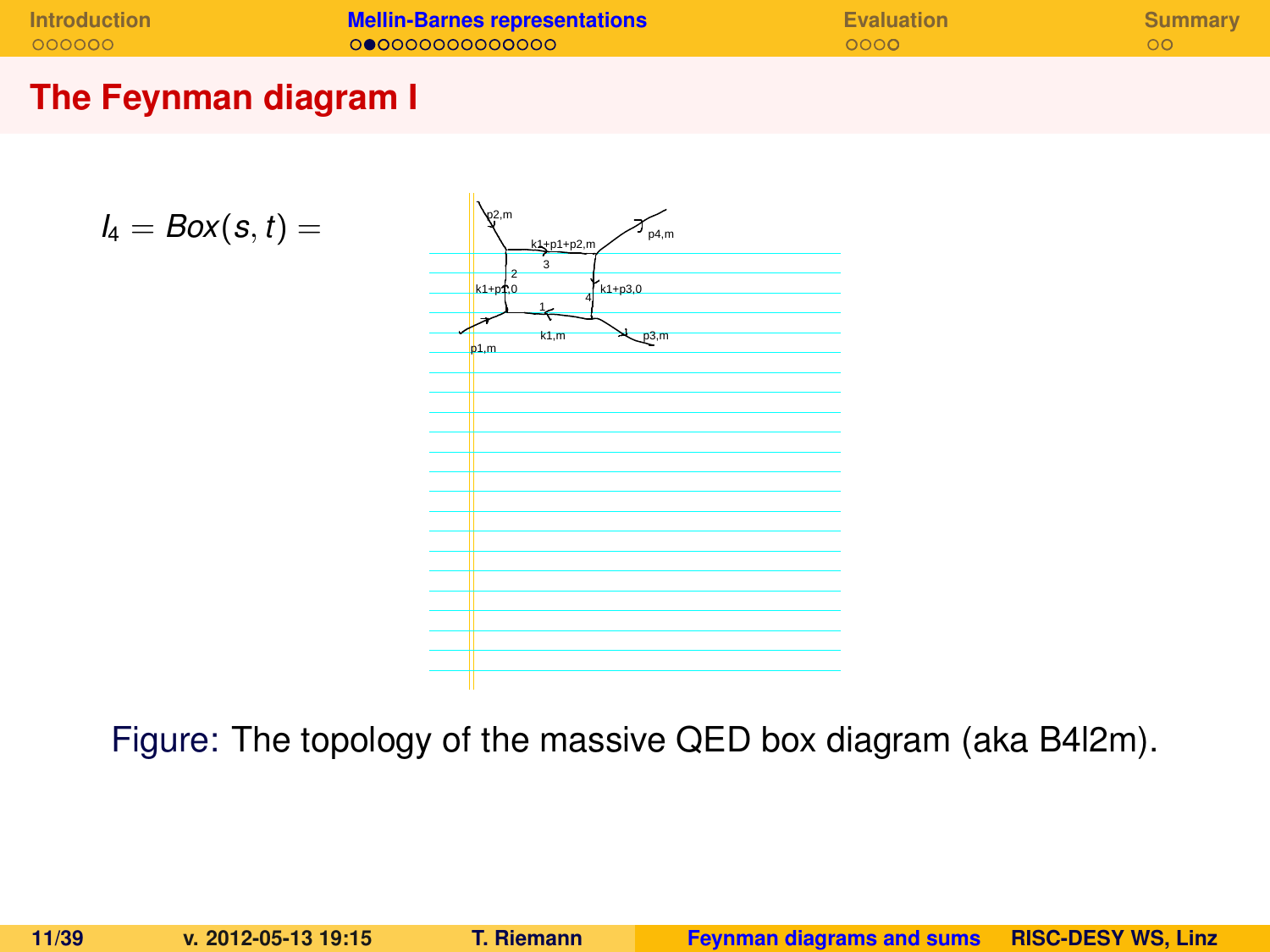## The Feynman diagram I

$$I_4 = Box(s,t) =$$

Figure: The topology of the massive QED box diagram (aka B4l2m).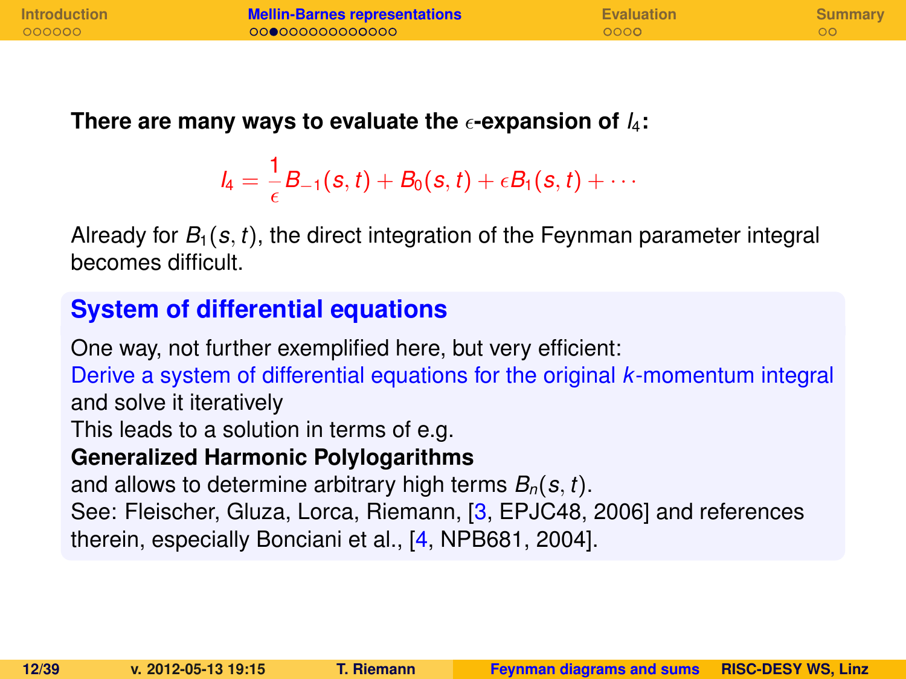**There are many ways to evaluate the $\epsilon$-expansion of $I_4$:**

$$I_4 = \frac{1}{\epsilon} B_{-1}(s,t) + B_0(s,t) + \epsilon B_1(s,t) + \cdots$$

Already for $B_1(s,t)$, the direct integration of the Feynman parameter integral becomes difficult.

## System of differential equations

One way, not further exemplified here, but very efficient:
Derive a system of differential equations for the original $k$-momentum integral and solve it iteratively
This leads to a solution in terms of e.g.
**Generalized Harmonic Polylogarithms**
and allows to determine arbitrary high terms $B_n(s,t)$.
See: Fleischer, Gluza, Lorca, Riemann, [3, EPJC48, 2006] and references therein, especially Bonciani et al., [4, NPB681, 2004].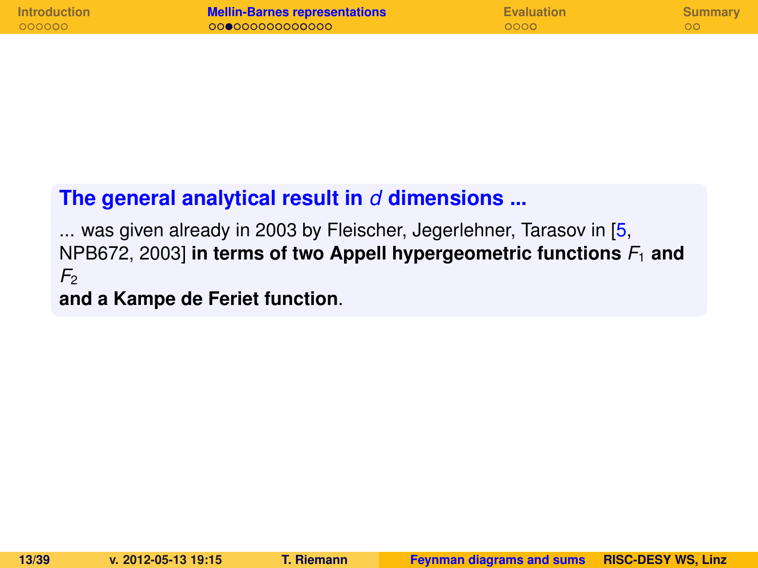### The general analytical result in $d$ dimensions ...

... was given already in 2003 by Fleischer, Jegerlehner, Tarasov in [5, NPB672, 2003] **in terms of two Appell hypergeometric functions $F_1$ and $F_2$ and a Kampe de Feriet function**.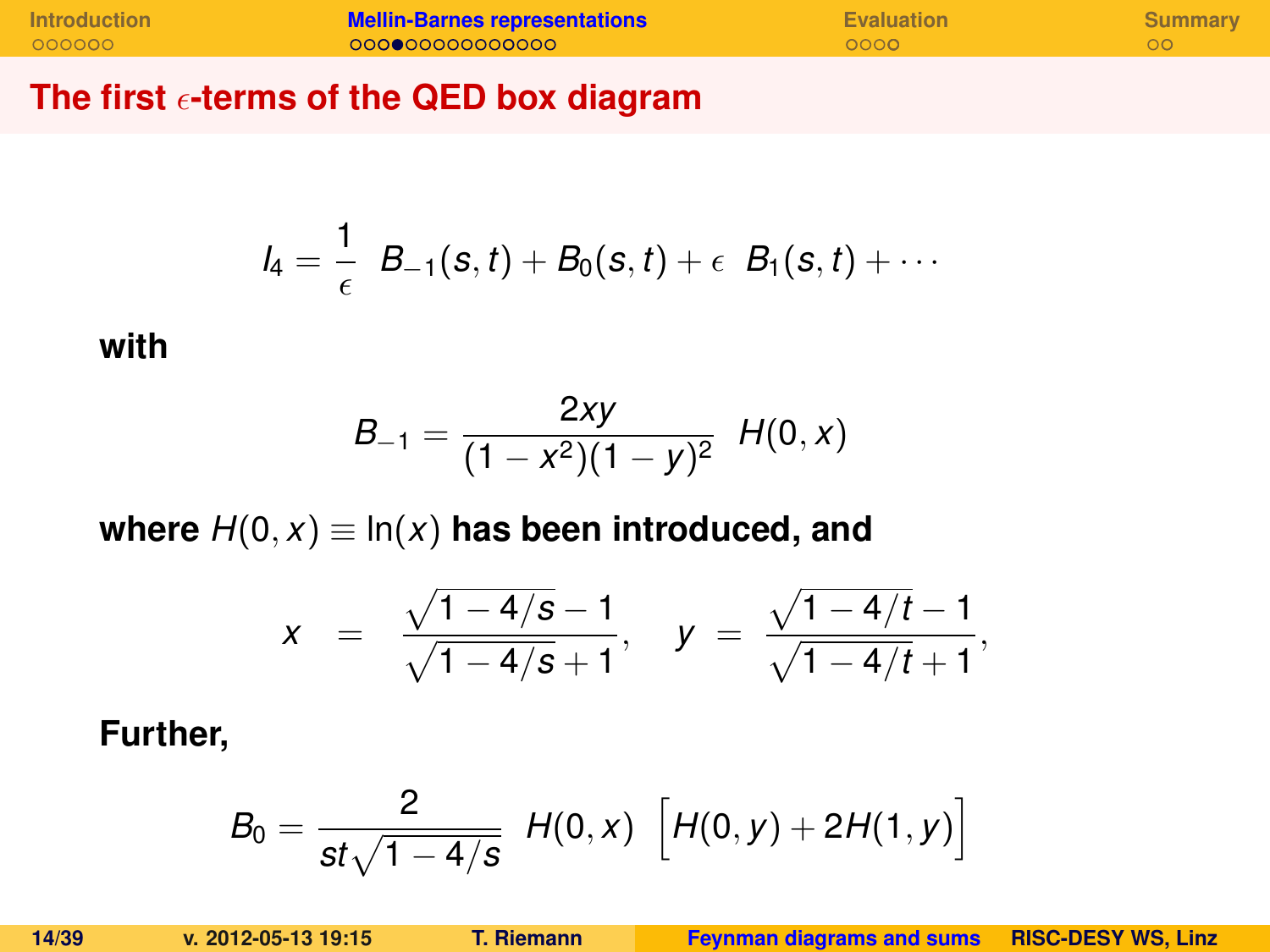## The first $\epsilon$-terms of the QED box diagram

$$I_4 = \frac{1}{\epsilon} \; B_{-1}(s,t) + B_0(s,t) + \epsilon \; B_1(s,t) + \cdots$$

**with**

$$B_{-1} = \frac{2xy}{(1-x^2)(1-y)^2} \; H(0,x)$$

**where** $H(0,x) \equiv \ln(x)$ **has been introduced, and**

$$x = \frac{\sqrt{1-4/s}-1}{\sqrt{1-4/s}+1}, \quad y = \frac{\sqrt{1-4/t}-1}{\sqrt{1-4/t}+1},$$

**Further,**

$$B_0 = \frac{2}{st\sqrt{1-4/s}} \; H(0,x) \; \Big[ H(0,y) + 2H(1,y) \Big]$$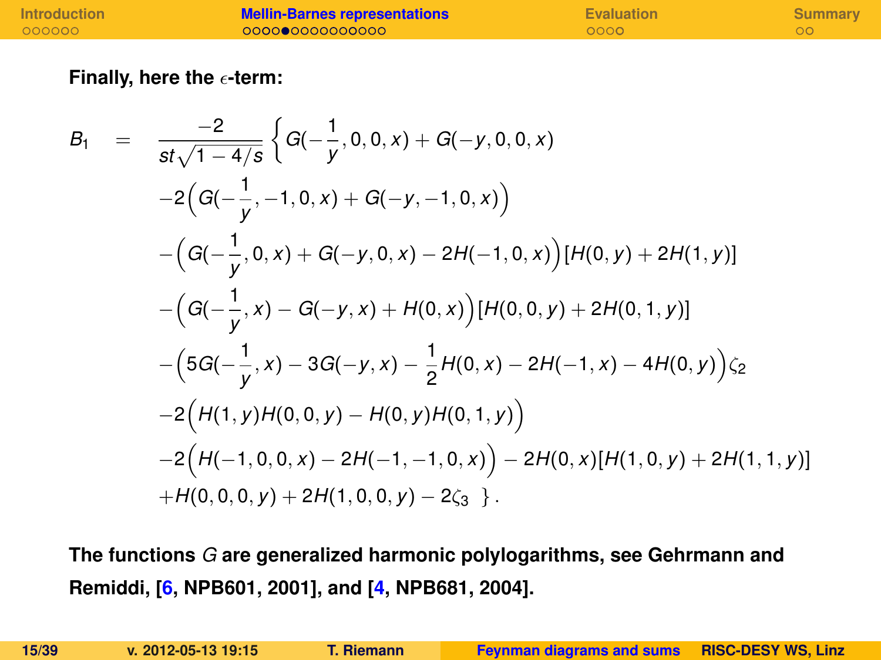**Finally, here the $\epsilon$-term:**

$$
\begin{aligned}
B_1 \quad = \quad & \frac{-2}{st\sqrt{1-4/s}} \Big\{ G(-\frac{1}{y},0,0,x) + G(-y,0,0,x) \\
& -2\Big(G(-\frac{1}{y},-1,0,x) + G(-y,-1,0,x)\Big) \\
& -\Big(G(-\frac{1}{y},0,x) + G(-y,0,x) - 2H(-1,0,x)\Big)\left[H(0,y) + 2H(1,y)\right] \\
& -\Big(G(-\frac{1}{y},x) - G(-y,x) + H(0,x)\Big)\left[H(0,0,y) + 2H(0,1,y)\right] \\
& -\Big(5G(-\frac{1}{y},x) - 3G(-y,x) - \frac{1}{2}H(0,x) - 2H(-1,x) - 4H(0,y)\Big)\zeta_2 \\
& -2\Big(H(1,y)H(0,0,y) - H(0,y)H(0,1,y)\Big) \\
& -2\Big(H(-1,0,0,x) - 2H(-1,-1,0,x)\Big) - 2H(0,x)\left[H(1,0,y) + 2H(1,1,y)\right] \\
& + H(0,0,0,y) + 2H(1,0,0,y) - 2\zeta_3 \ \Big\}.
\end{aligned}
$$

**The functions $G$ are generalized harmonic polylogarithms, see Gehrmann and Remiddi, [6, NPB601, 2001], and [4, NPB681, 2004].**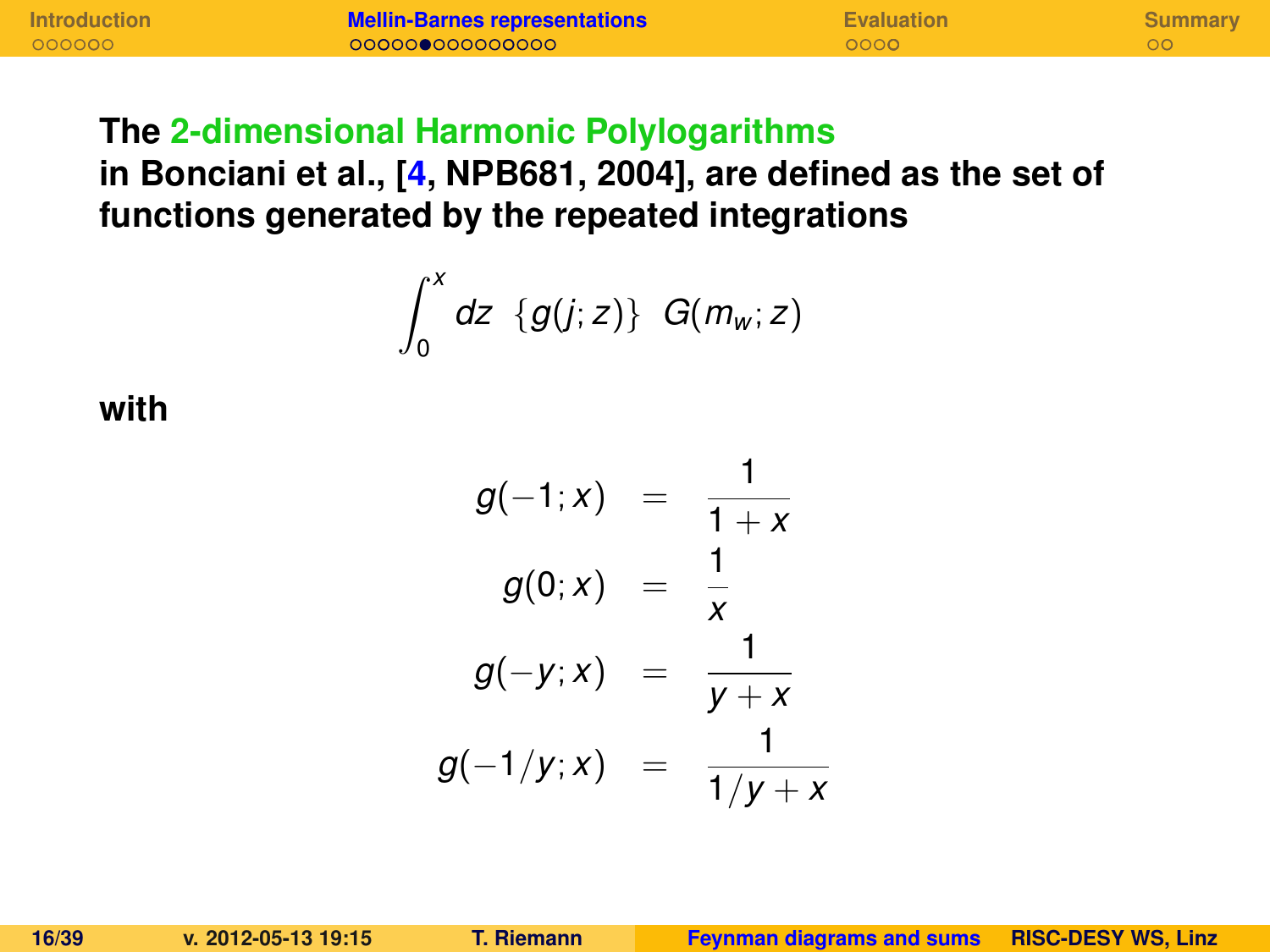**The 2-dimensional Harmonic Polylogarithms in Bonciani et al., [4, NPB681, 2004], are defined as the set of functions generated by the repeated integrations**

$$\int_0^x dz \ \{g(j;z)\} \ G(m_w;z)$$

**with**

$$
\begin{aligned}
g(-1;x) &= \frac{1}{1+x} \\
g(0;x) &= \frac{1}{x} \\
g(-y;x) &= \frac{1}{y+x} \\
g(-1/y;x) &= \frac{1}{1/y+x}
\end{aligned}
$$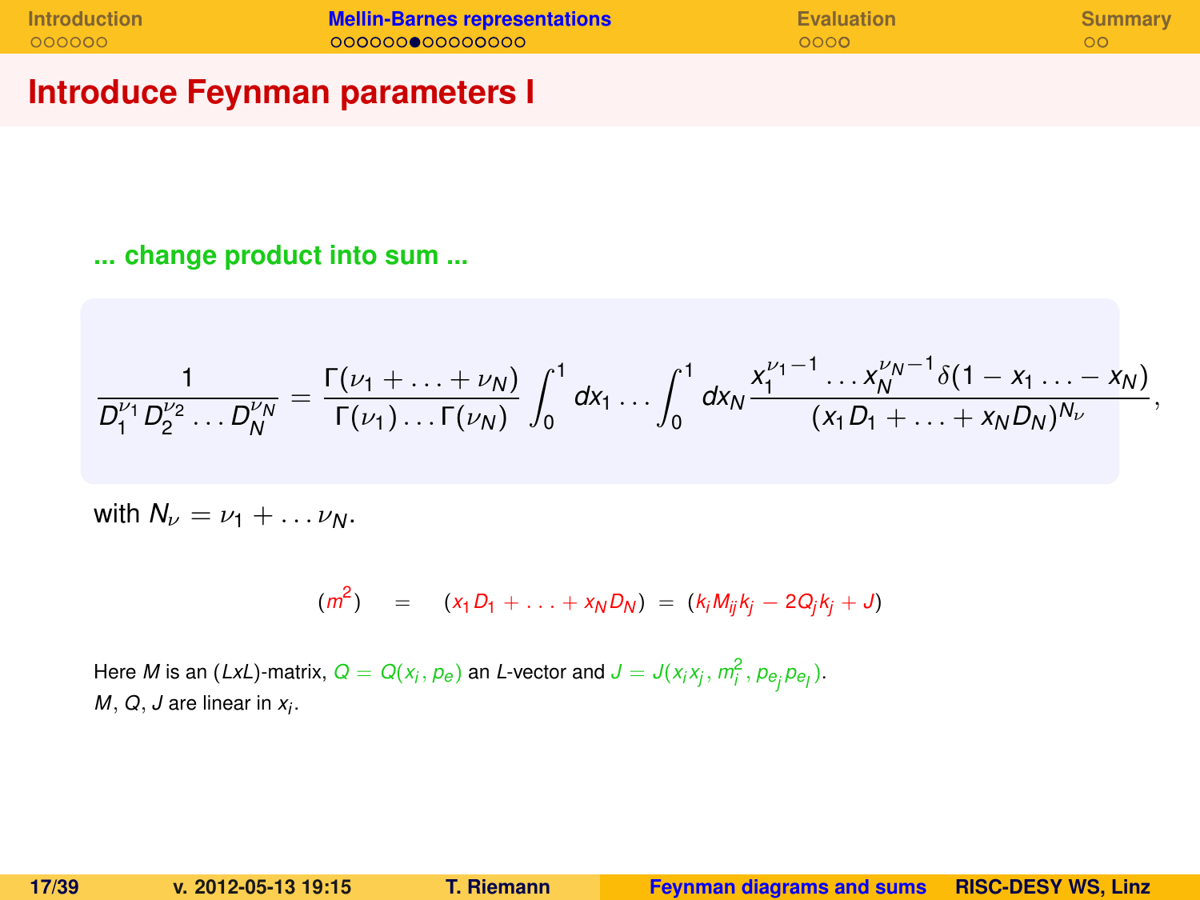# Introduce Feynman parameters I

**... change product into sum ...**

$$\frac{1}{D_1^{\nu_1} D_2^{\nu_2} \ldots D_N^{\nu_N}} = \frac{\Gamma(\nu_1 + \ldots + \nu_N)}{\Gamma(\nu_1) \ldots \Gamma(\nu_N)} \int_0^1 dx_1 \ldots \int_0^1 dx_N \frac{x_1^{\nu_1 - 1} \ldots x_N^{\nu_N - 1} \delta(1 - x_1 \ldots - x_N)}{(x_1 D_1 + \ldots + x_N D_N)^{N_\nu}},$$

with $N_\nu = \nu_1 + \ldots \nu_N$.

$$(m^2) \quad = \quad (x_1 D_1 + \ldots + x_N D_N) \; = \; (k_i M_{ij} k_j - 2 Q_j k_j + J)$$

Here $M$ is an $(LxL)$-matrix, $Q = Q(x_i, p_e)$ an $L$-vector and $J = J(x_i x_j, m_i^2, p_{e_j} p_{e_l})$.
$M$, $Q$, $J$ are linear in $x_i$.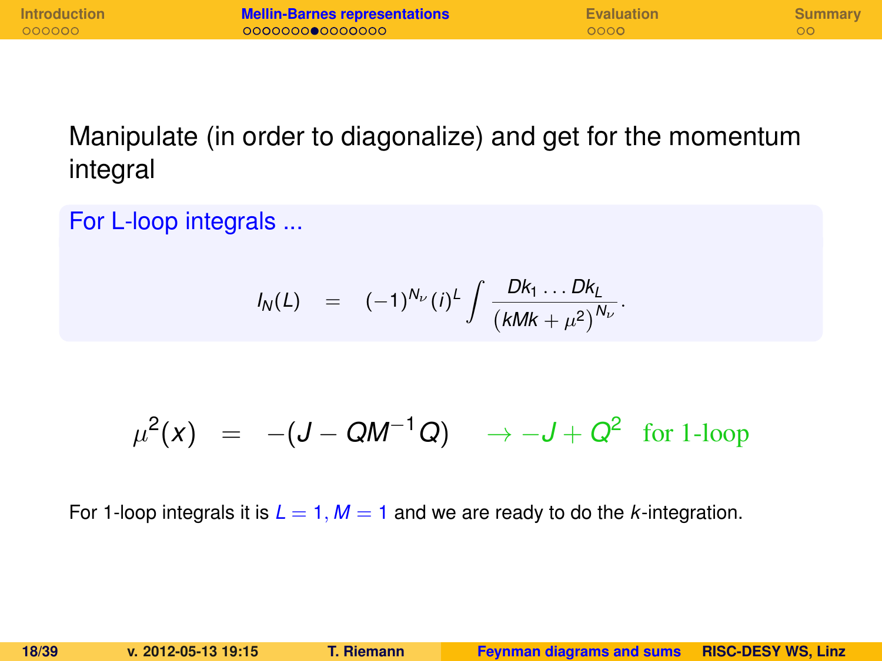Manipulate (in order to diagonalize) and get for the momentum integral

**For L-loop integrals ...**

$$I_N(L) \quad = \quad (-1)^{N_\nu} (i)^L \int \frac{Dk_1 \ldots Dk_L}{\left(kMk + \mu^2\right)^{N_\nu}}.$$

$$\mu^2(x) \quad = \quad -(J - QM^{-1}Q) \qquad \to -J + Q^2 \quad \text{for 1-loop}$$

For 1-loop integrals it is $L = 1, M = 1$ and we are ready to do the $k$-integration.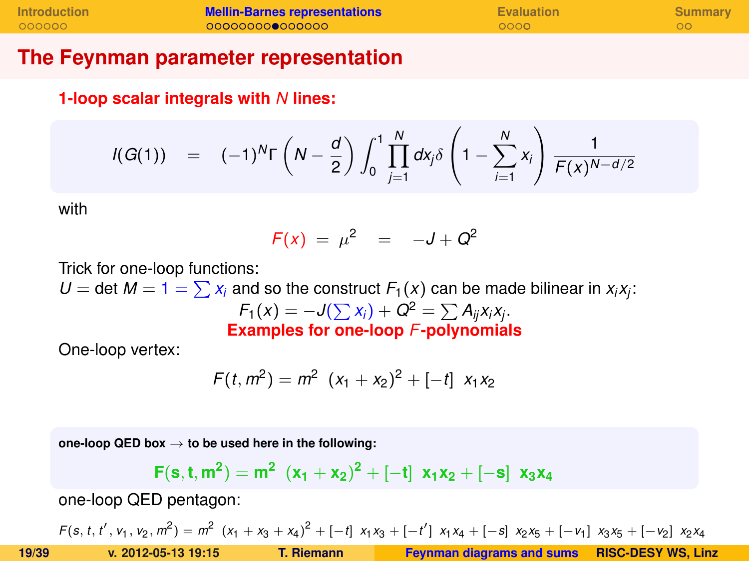# The Feynman parameter representation

**1-loop scalar integrals with $N$ lines:**

$$I(G(1)) \quad = \quad (-1)^N \Gamma\left(N - \frac{d}{2}\right) \int_0^1 \prod_{j=1}^{N} dx_j \delta\left(1 - \sum_{i=1}^{N} x_i\right) \frac{1}{F(x)^{N-d/2}}$$

with

$$F(x) \;=\; \mu^2 \quad = \quad -J + Q^2$$

Trick for one-loop functions:
$U = \det M = 1 = \sum x_i$ and so the construct $F_1(x)$ can be made bilinear in $x_i x_j$:

$$F_1(x) = -J(\sum x_i) + Q^2 = \sum A_{ij} x_i x_j.$$

**Examples for one-loop $F$-polynomials**

One-loop vertex:

$$F(t, m^2) = m^2 \;\; (x_1 + x_2)^2 + [-t] \;\; x_1 x_2$$

**one-loop QED box → to be used here in the following:**

$$\mathbf{F(s, t, m^2) = m^2 \;\; (x_1 + x_2)^2 + [-t] \;\; x_1 x_2 + [-s] \;\; x_3 x_4}$$

one-loop QED pentagon:

$$F(s, t, t', v_1, v_2, m^2) = m^2 \;\; (x_1 + x_3 + x_4)^2 + [-t] \;\; x_1 x_3 + [-t'] \;\; x_1 x_4 + [-s] \;\; x_2 x_5 + [-v_1] \;\; x_3 x_5 + [-v_2] \;\; x_2 x_4$$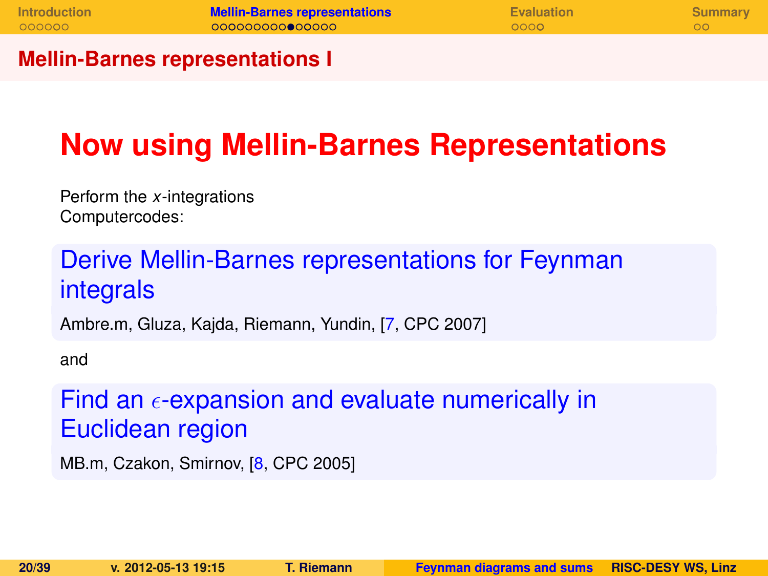## Mellin-Barnes representations I

# Now using Mellin-Barnes Representations

Perform the $x$-integrations
Computercodes:

### Derive Mellin-Barnes representations for Feynman integrals

Ambre.m, Gluza, Kajda, Riemann, Yundin, [7, CPC 2007]

and

### Find an $\epsilon$-expansion and evaluate numerically in Euclidean region

MB.m, Czakon, Smirnov, [8, CPC 2005]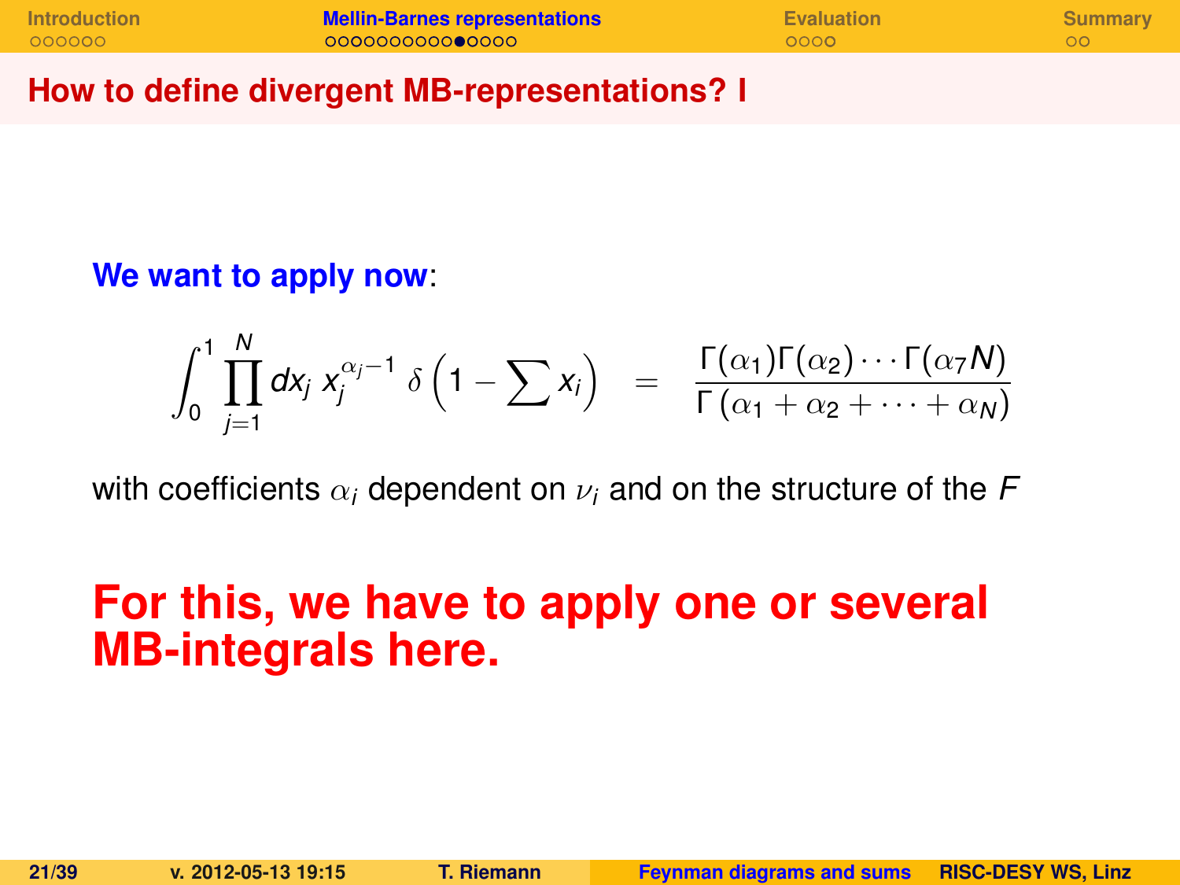## How to define divergent MB-representations? I

**We want to apply now**:

$$\int_0^1 \prod_{j=1}^{N} dx_j \, x_j^{\alpha_j - 1} \, \delta\left(1 - \sum x_i\right) \quad = \quad \frac{\Gamma(\alpha_1)\Gamma(\alpha_2)\cdots\Gamma(\alpha_7 N)}{\Gamma\left(\alpha_1 + \alpha_2 + \cdots + \alpha_N\right)}$$

with coefficients $\alpha_i$ dependent on $\nu_i$ and on the structure of the $F$

**For this, we have to apply one or several MB-integrals here.**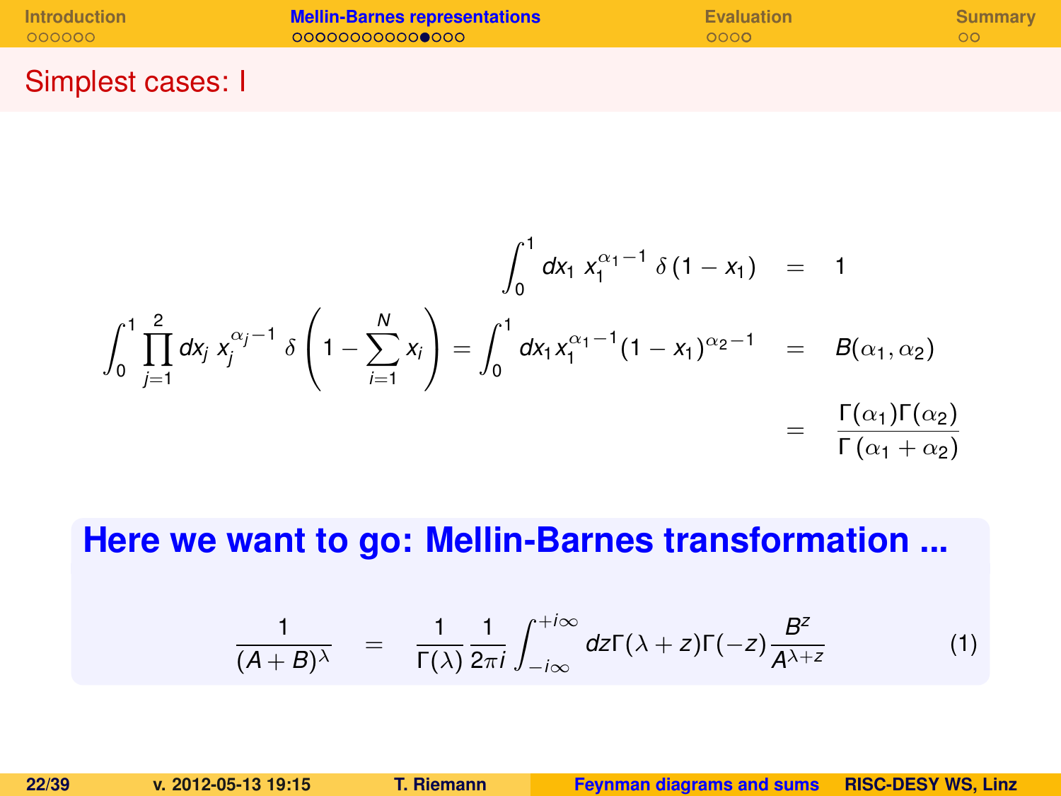## Simplest cases: I

$$
\int_0^1 dx_1 \; x_1^{\alpha_1 - 1} \; \delta\left(1 - x_1\right) = 1
$$

$$
\int_0^1 \prod_{j=1}^{2} dx_j \; x_j^{\alpha_j - 1} \; \delta\left(1 - \sum_{i=1}^{N} x_i\right) = \int_0^1 dx_1 x_1^{\alpha_1 - 1}(1 - x_1)^{\alpha_2 - 1} = B(\alpha_1, \alpha_2) = \frac{\Gamma(\alpha_1)\Gamma(\alpha_2)}{\Gamma\left(\alpha_1 + \alpha_2\right)}
$$

**Here we want to go: Mellin-Barnes transformation ...**

$$
\frac{1}{(A+B)^{\lambda}} = \frac{1}{\Gamma(\lambda)} \frac{1}{2\pi i} \int_{-i\infty}^{+i\infty} dz \Gamma(\lambda + z)\Gamma(-z) \frac{B^z}{A^{\lambda+z}} \tag{1}
$$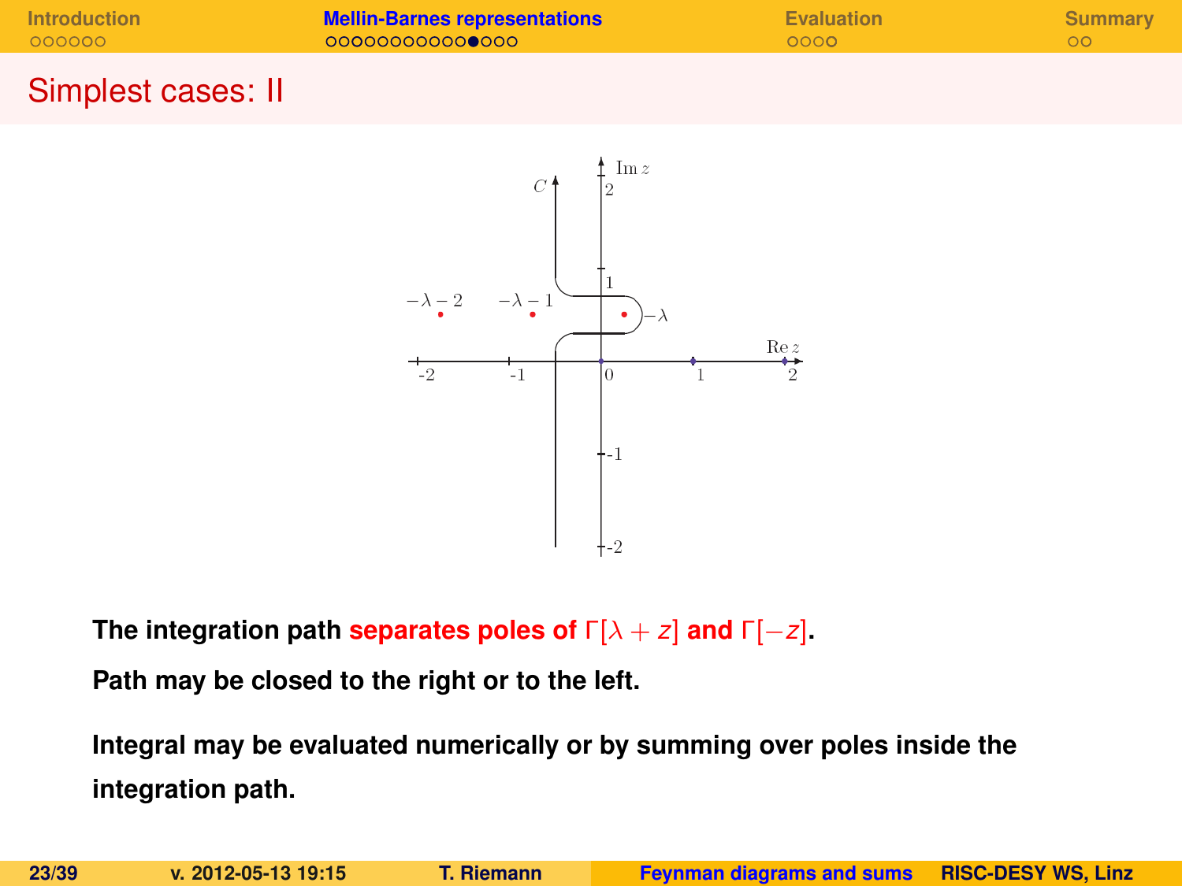## Simplest cases: II

**The integration path separates poles of $\Gamma[\lambda + z]$ and $\Gamma[-z]$.**

**Path may be closed to the right or to the left.**

**Integral may be evaluated numerically or by summing over poles inside the integration path.**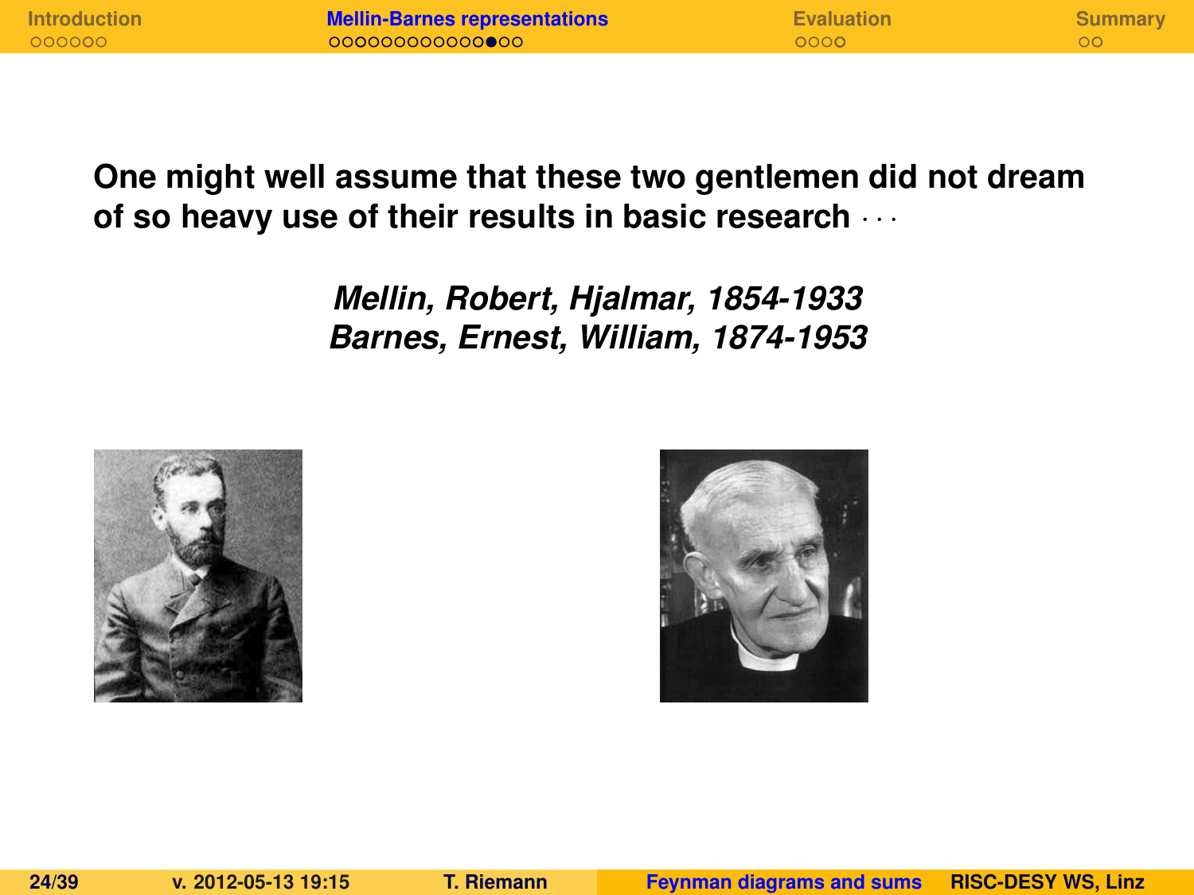**One might well assume that these two gentlemen did not dream of so heavy use of their results in basic research $\cdots$**

***Mellin, Robert, Hjalmar, 1854-1933***
***Barnes, Ernest, William, 1874-1953***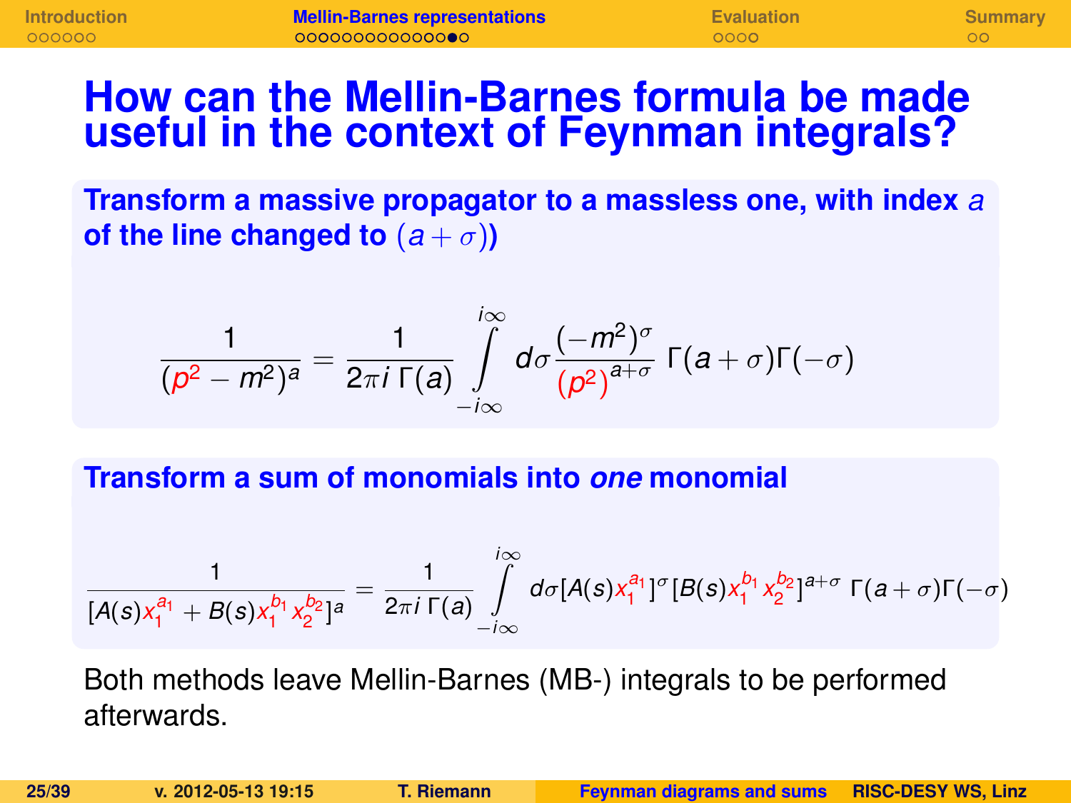# How can the Mellin-Barnes formula be made useful in the context of Feynman integrals?

**Transform a massive propagator to a massless one, with index $a$ of the line changed to $(a+\sigma)$)**

$$\frac{1}{(p^2-m^2)^a} = \frac{1}{2\pi i\,\Gamma(a)} \int_{-i\infty}^{i\infty} d\sigma \frac{(-m^2)^\sigma}{(p^2)^{a+\sigma}}\,\Gamma(a+\sigma)\Gamma(-\sigma)$$

**Transform a sum of monomials into *one* monomial**

$$\frac{1}{[A(s)x_1^{a_1}+B(s)x_1^{b_1}x_2^{b_2}]^a} = \frac{1}{2\pi i\,\Gamma(a)} \int_{-i\infty}^{i\infty} d\sigma [A(s)x_1^{a_1}]^\sigma [B(s)x_1^{b_1}x_2^{b_2}]^{a+\sigma}\,\Gamma(a+\sigma)\Gamma(-\sigma)$$

Both methods leave Mellin-Barnes (MB-) integrals to be performed afterwards.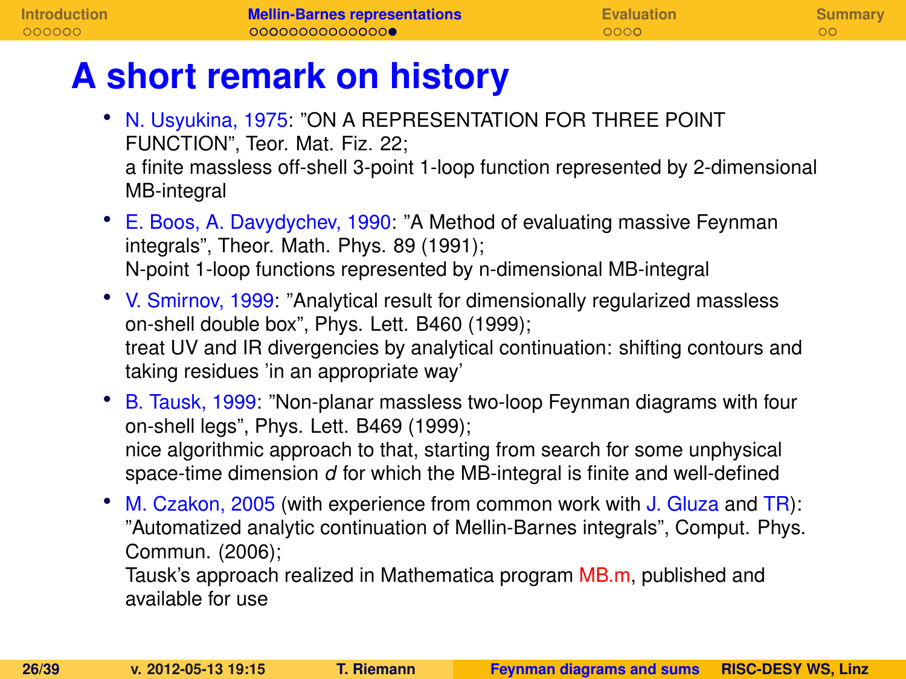# A short remark on history

- N. Usyukina, 1975: ”ON A REPRESENTATION FOR THREE POINT FUNCTION”, Teor. Mat. Fiz. 22;
  a finite massless off-shell 3-point 1-loop function represented by 2-dimensional MB-integral
- E. Boos, A. Davydychev, 1990: ”A Method of evaluating massive Feynman integrals”, Theor. Math. Phys. 89 (1991);
  N-point 1-loop functions represented by n-dimensional MB-integral
- V. Smirnov, 1999: ”Analytical result for dimensionally regularized massless on-shell double box”, Phys. Lett. B460 (1999);
  treat UV and IR divergencies by analytical continuation: shifting contours and taking residues ’in an appropriate way’
- B. Tausk, 1999: ”Non-planar massless two-loop Feynman diagrams with four on-shell legs”, Phys. Lett. B469 (1999);
  nice algorithmic approach to that, starting from search for some unphysical space-time dimension $d$ for which the MB-integral is finite and well-defined
- M. Czakon, 2005 (with experience from common work with J. Gluza and TR): ”Automatized analytic continuation of Mellin-Barnes integrals”, Comput. Phys. Commun. (2006);
  Tausk’s approach realized in Mathematica program MB.m, published and available for use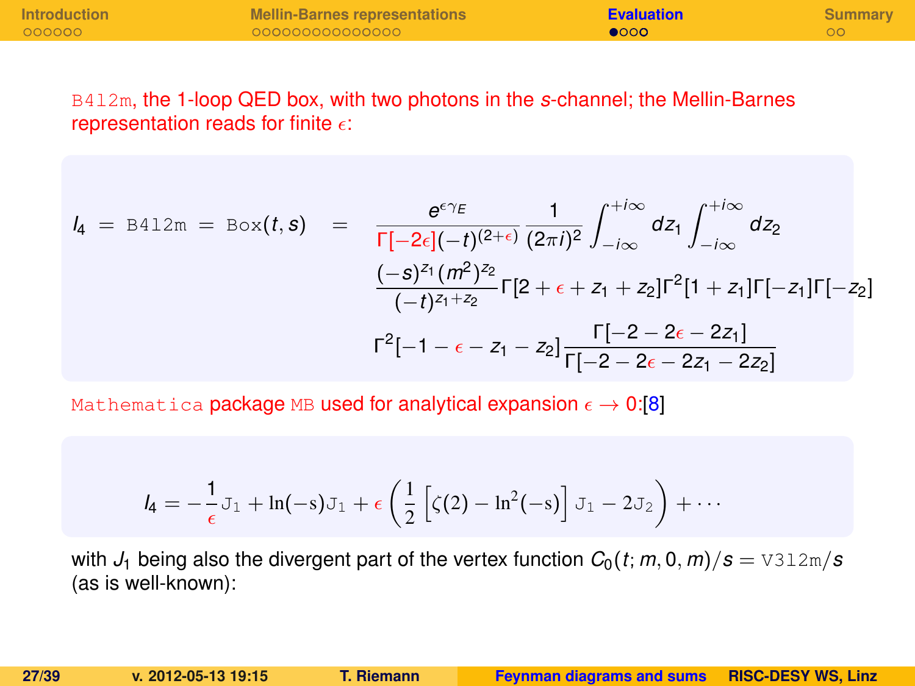B4l2m, the 1-loop QED box, with two photons in the $s$-channel; the Mellin-Barnes representation reads for finite $\epsilon$:

$$
\begin{aligned}
I_4 = \texttt{B4l2m} = \texttt{Box}(t,s) \quad = \quad & \frac{e^{\epsilon\gamma_E}}{\Gamma[-2\epsilon](-t)^{(2+\epsilon)}} \frac{1}{(2\pi i)^2} \int_{-i\infty}^{+i\infty} dz_1 \int_{-i\infty}^{+i\infty} dz_2 \\
& \frac{(-s)^{z_1}(m^2)^{z_2}}{(-t)^{z_1+z_2}} \Gamma[2+\epsilon+z_1+z_2]\Gamma^2[1+z_1]\Gamma[-z_1]\Gamma[-z_2] \\
& \Gamma^2[-1-\epsilon-z_1-z_2] \frac{\Gamma[-2-2\epsilon-2z_1]}{\Gamma[-2-2\epsilon-2z_1-2z_2]}
\end{aligned}
$$

Mathematica package MB used for analytical expansion $\epsilon \to 0$:[8]

$$
I_4 = -\frac{1}{\epsilon}\mathrm{J}_1 + \ln(-\mathrm{s})\mathrm{J}_1 + \epsilon\left(\frac{1}{2}\left[\zeta(2) - \ln^2(-\mathrm{s})\right]\mathrm{J}_1 - 2\mathrm{J}_2\right) + \cdots
$$

with $J_1$ being also the divergent part of the vertex function $C_0(t; m, 0, m)/s = \texttt{V3l2m}/s$ (as is well-known):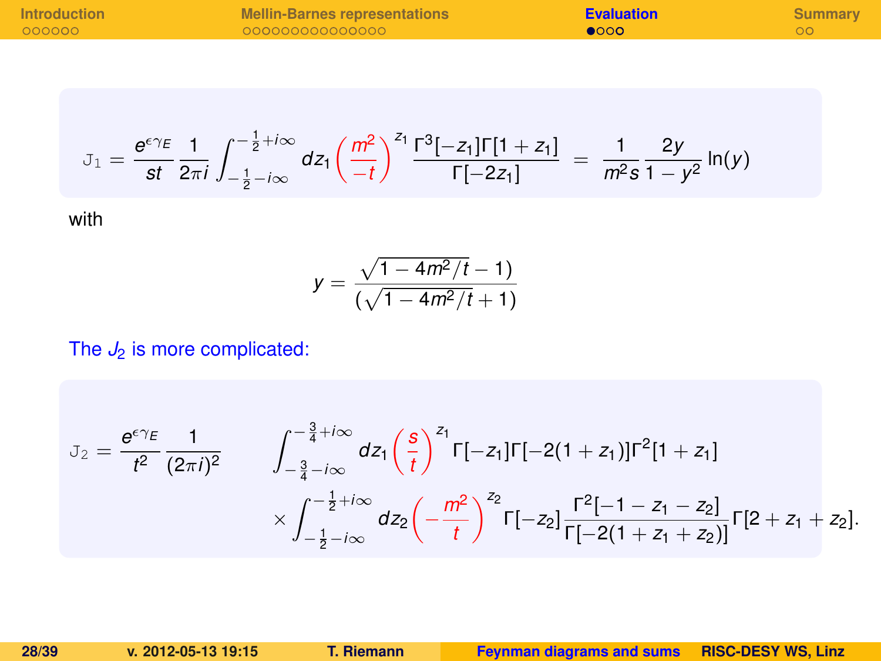$$\mathrm{J}_1 = \frac{e^{\epsilon\gamma_E}}{st}\frac{1}{2\pi i}\int_{-\frac{1}{2}-i\infty}^{-\frac{1}{2}+i\infty} dz_1 \left(\frac{m^2}{-t}\right)^{z_1} \frac{\Gamma^3[-z_1]\Gamma[1+z_1]}{\Gamma[-2z_1]} = \frac{1}{m^2 s}\frac{2y}{1-y^2}\ln(y)$$

with

$$y = \frac{\sqrt{1-4m^2/t}-1)}{(\sqrt{1-4m^2/t}+1)}$$

The $J_2$ is more complicated:

$$\mathrm{J}_2 = \frac{e^{\epsilon\gamma_E}}{t^2}\frac{1}{(2\pi i)^2} \int_{-\frac{3}{4}-i\infty}^{-\frac{3}{4}+i\infty} dz_1 \left(\frac{s}{t}\right)^{z_1} \Gamma[-z_1]\Gamma[-2(1+z_1)]\Gamma^2[1+z_1]$$
$$\times \int_{-\frac{1}{2}-i\infty}^{-\frac{1}{2}+i\infty} dz_2 \left(-\frac{m^2}{t}\right)^{z_2} \Gamma[-z_2]\frac{\Gamma^2[-1-z_1-z_2]}{\Gamma[-2(1+z_1+z_2)]}\Gamma[2+z_1+z_2].$$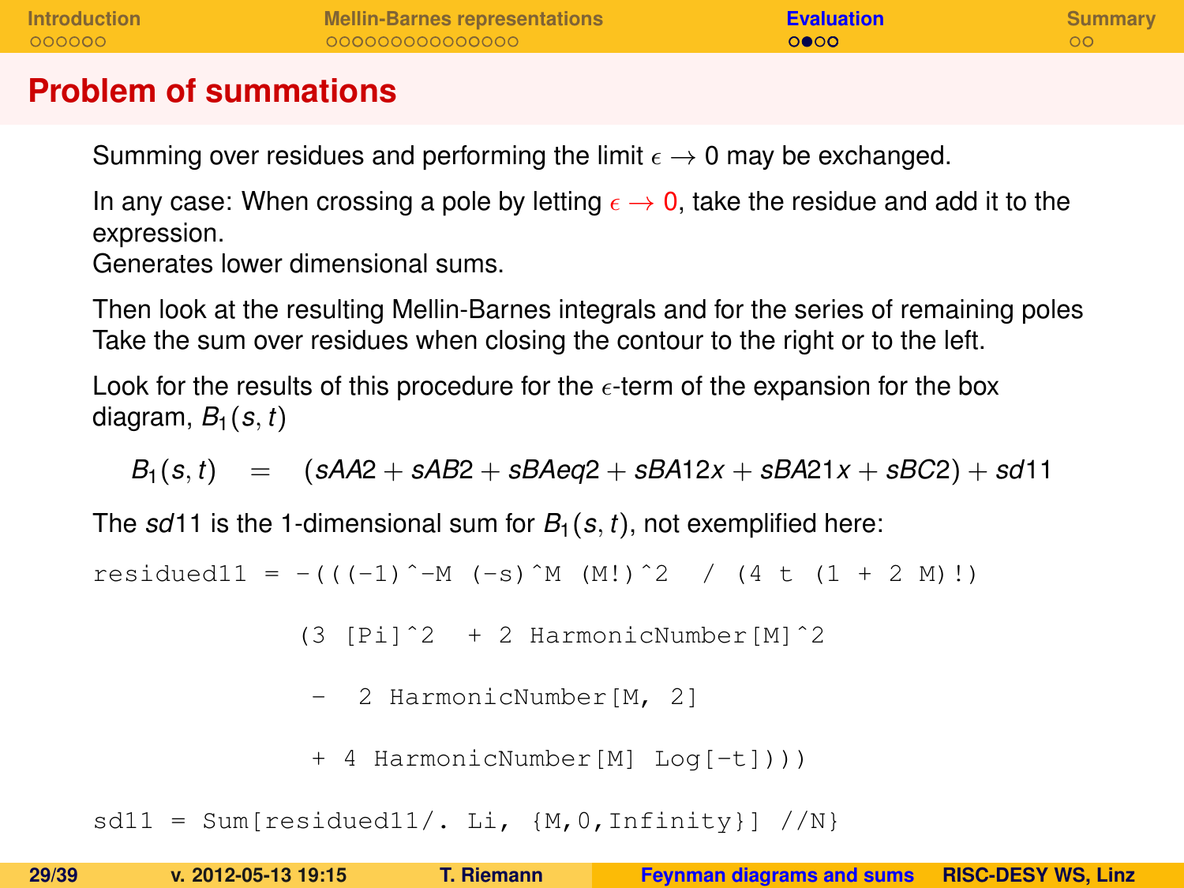# Problem of summations

Summing over residues and performing the limit $\epsilon \to 0$ may be exchanged.

In any case: When crossing a pole by letting $\epsilon \to 0$, take the residue and add it to the expression.
Generates lower dimensional sums.

Then look at the resulting Mellin-Barnes integrals and for the series of remaining poles
Take the sum over residues when closing the contour to the right or to the left.

Look for the results of this procedure for the $\epsilon$-term of the expansion for the box diagram, $B_1(s,t)$

$$B_1(s,t) \quad = \quad (sAA2 + sAB2 + sBAeq2 + sBA12x + sBA21x + sBC2) + sd11$$

The $sd11$ is the 1-dimensional sum for $B_1(s,t)$, not exemplified here:

```
residued11 = -(((-1)^-M (-s)^M (M!)^2  / (4 t (1 + 2 M)!)

             (3 [Pi]^2  + 2 HarmonicNumber[M]^2

              -  2 HarmonicNumber[M, 2]

              + 4 HarmonicNumber[M] Log[-t])))

sd11 = Sum[residued11/. Li, {M,0,Infinity}] //N}
```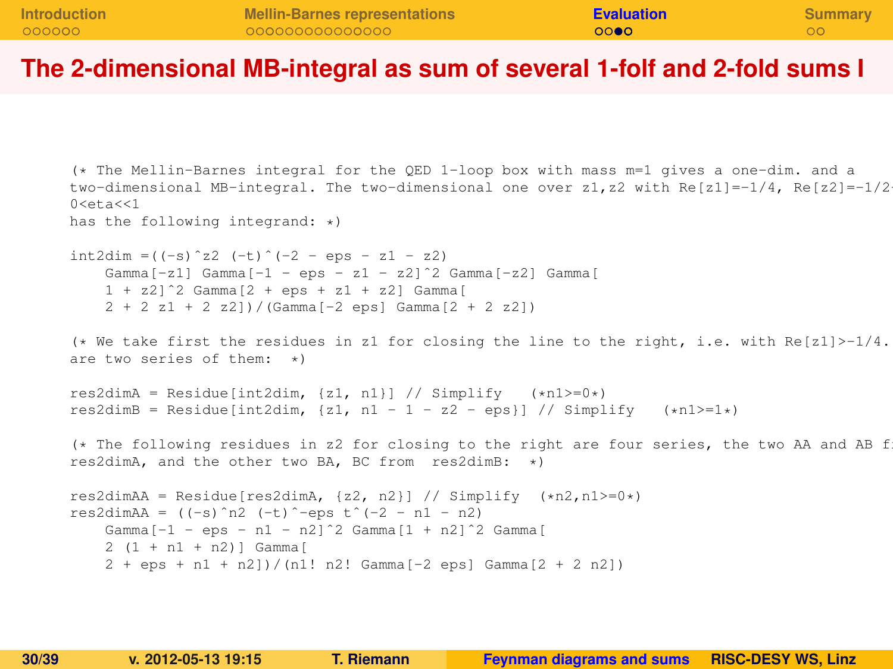# The 2-dimensional MB-integral as sum of several 1-folf and 2-fold sums I

```
(* The Mellin-Barnes integral for the QED 1-loop box with mass m=1 gives a one-dim. and a
two-dimensional MB-integral. The two-dimensional one over z1,z2 with Re[z1]=-1/4, Re[z2]=-1/2
0<eta<<1
has the following integrand: *)

int2dim =((-s)^z2 (-t)^(-2 - eps - z1 - z2)
    Gamma[-z1] Gamma[-1 - eps - z1 - z2]^2 Gamma[-z2] Gamma[
    1 + z2]^2 Gamma[2 + eps + z1 + z2] Gamma[
    2 + 2 z1 + 2 z2])/(Gamma[-2 eps] Gamma[2 + 2 z2])

(* We take first the residues in z1 for closing the line to the right, i.e. with Re[z1]>-1/4.
are two series of them:  *)

res2dimA = Residue[int2dim, {z1, n1}] // Simplify   (*n1>=0*)
res2dimB = Residue[int2dim, {z1, n1 - 1 - z2 - eps}] // Simplify   (*n1>=1*)

(* The following residues in z2 for closing to the right are four series, the two AA and AB f
res2dimA, and the other two BA, BC from  res2dimB:  *)

res2dimAA = Residue[res2dimA, {z2, n2}] // Simplify  (*n2,n1>=0*)
res2dimAA = ((-s)^n2 (-t)^-eps t^(-2 - n1 - n2)
    Gamma[-1 - eps - n1 - n2]^2 Gamma[1 + n2]^2 Gamma[
    2 (1 + n1 + n2)] Gamma[
    2 + eps + n1 + n2])/(n1! n2! Gamma[-2 eps] Gamma[2 + 2 n2])
```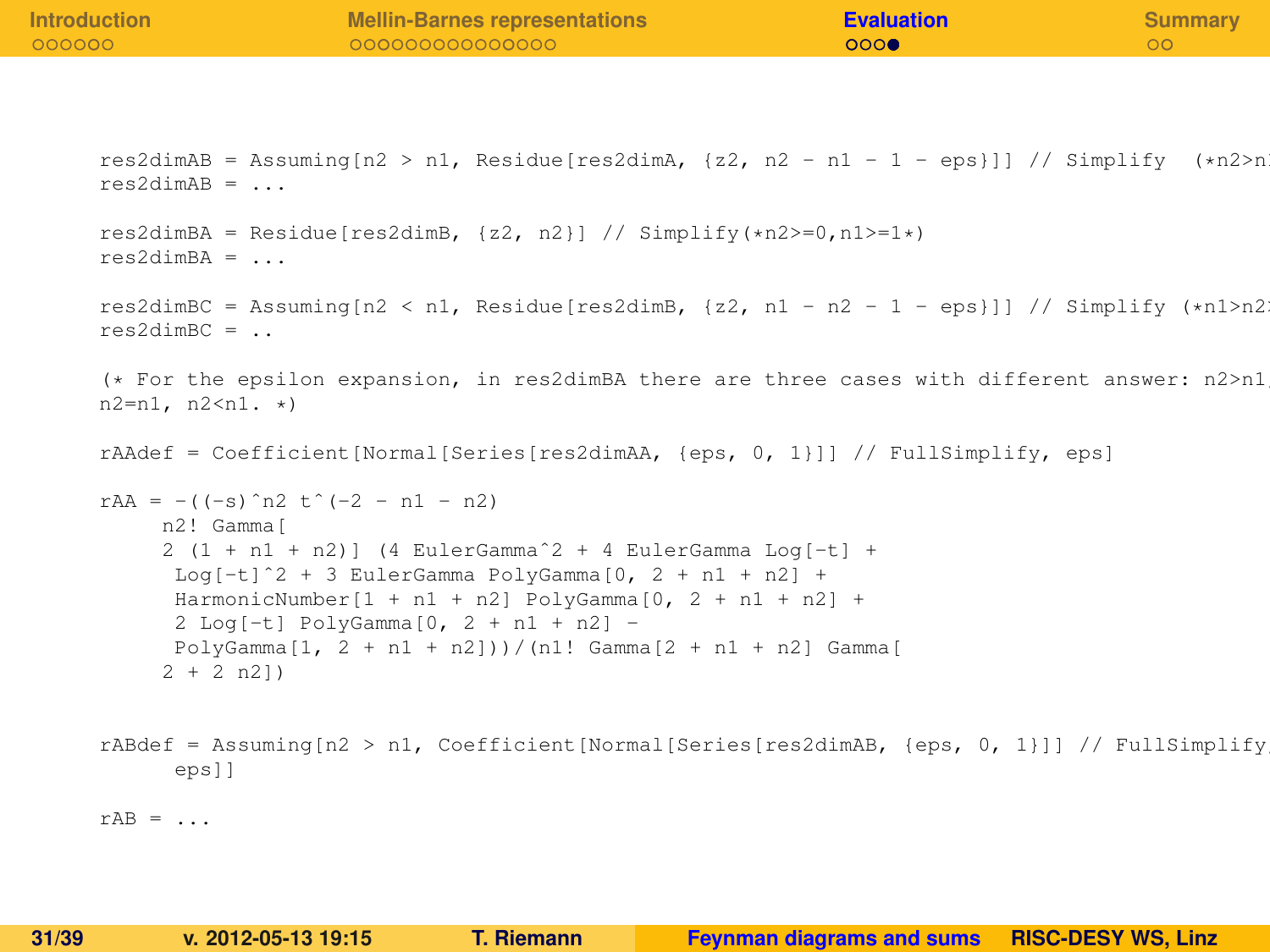```
res2dimAB = Assuming[n2 > n1, Residue[res2dimA, {z2, n2 - n1 - 1 - eps}]] // Simplify  (*n2>n
res2dimAB = ...

res2dimBA = Residue[res2dimB, {z2, n2}] // Simplify(*n2>=0,n1>=1*)
res2dimBA = ...

res2dimBC = Assuming[n2 < n1, Residue[res2dimB, {z2, n1 - n2 - 1 - eps}]] // Simplify (*n1>n2
res2dimBC = ..

(* For the epsilon expansion, in res2dimBA there are three cases with different answer: n2>n1,
n2=n1, n2<n1. *)

rAAdef = Coefficient[Normal[Series[res2dimAA, {eps, 0, 1}]] // FullSimplify, eps]

rAA = -((-s)^n2 t^(-2 - n1 - n2)
     n2! Gamma[
     2 (1 + n1 + n2)] (4 EulerGamma^2 + 4 EulerGamma Log[-t] +
      Log[-t]^2 + 3 EulerGamma PolyGamma[0, 2 + n1 + n2] +
      HarmonicNumber[1 + n1 + n2] PolyGamma[0, 2 + n1 + n2] +
      2 Log[-t] PolyGamma[0, 2 + n1 + n2] -
      PolyGamma[1, 2 + n1 + n2]))/(n1! Gamma[2 + n1 + n2] Gamma[
     2 + 2 n2])


rABdef = Assuming[n2 > n1, Coefficient[Normal[Series[res2dimAB, {eps, 0, 1}]] // FullSimplify,
      eps]]

rAB = ...
```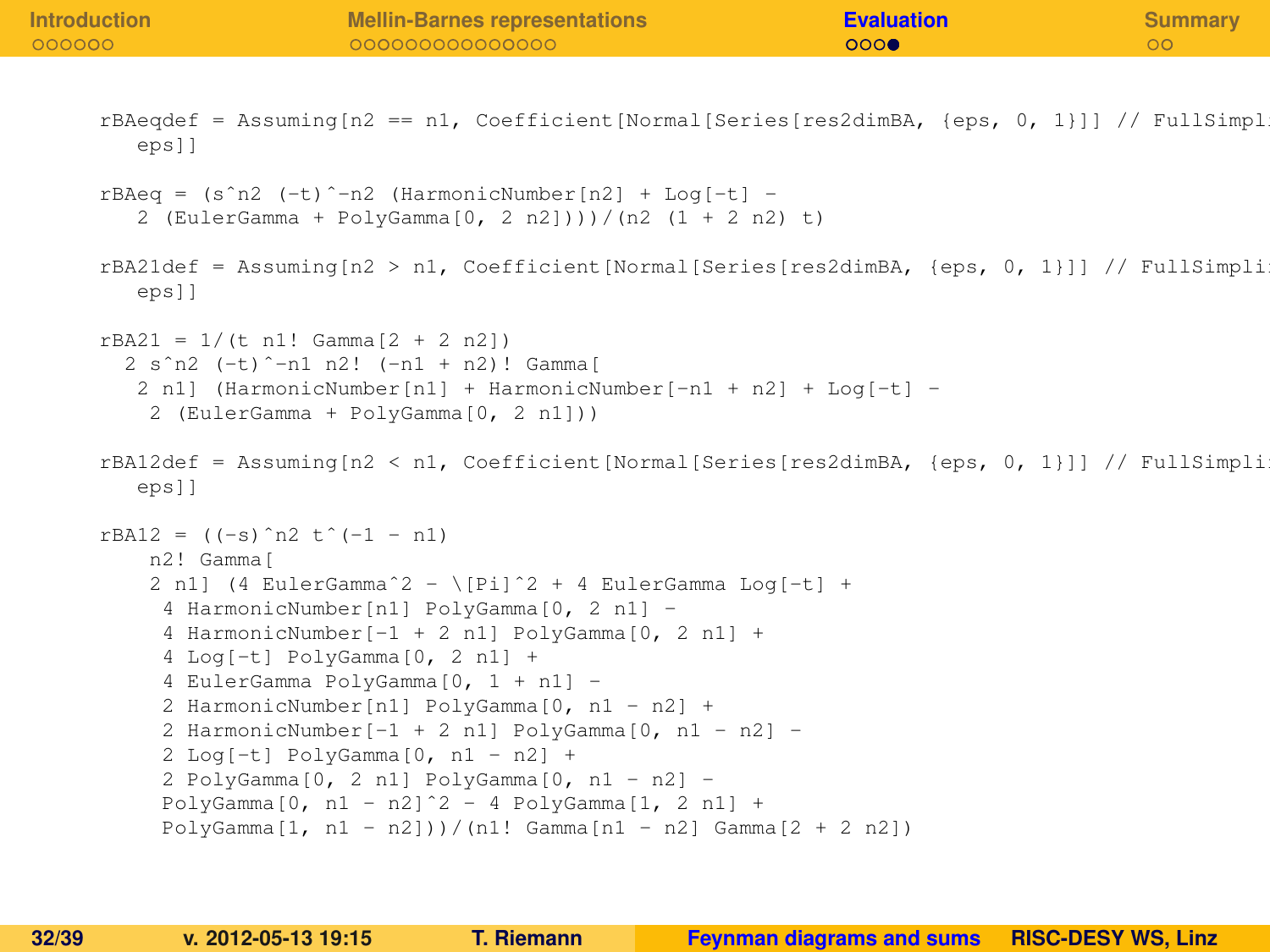```
rBAeqdef = Assuming[n2 == n1, Coefficient[Normal[Series[res2dimBA, {eps, 0, 1}]] // FullSimpli
   eps]]

rBAeq = (s^n2 (-t)^-n2 (HarmonicNumber[n2] + Log[-t] -
   2 (EulerGamma + PolyGamma[0, 2 n2])))/(n2 (1 + 2 n2) t)

rBA21def = Assuming[n2 > n1, Coefficient[Normal[Series[res2dimBA, {eps, 0, 1}]] // FullSimpli
   eps]]

rBA21 = 1/(t n1! Gamma[2 + 2 n2])
  2 s^n2 (-t)^-n1 n2! (-n1 + n2)! Gamma[
   2 n1] (HarmonicNumber[n1] + HarmonicNumber[-n1 + n2] + Log[-t] -
    2 (EulerGamma + PolyGamma[0, 2 n1]))

rBA12def = Assuming[n2 < n1, Coefficient[Normal[Series[res2dimBA, {eps, 0, 1}]] // FullSimpli
   eps]]

rBA12 = ((-s)^n2 t^(-1 - n1)
    n2! Gamma[
    2 n1] (4 EulerGamma^2 - \[Pi]^2 + 4 EulerGamma Log[-t] +
     4 HarmonicNumber[n1] PolyGamma[0, 2 n1] -
     4 HarmonicNumber[-1 + 2 n1] PolyGamma[0, 2 n1] +
     4 Log[-t] PolyGamma[0, 2 n1] +
     4 EulerGamma PolyGamma[0, 1 + n1] -
     2 HarmonicNumber[n1] PolyGamma[0, n1 - n2] +
     2 HarmonicNumber[-1 + 2 n1] PolyGamma[0, n1 - n2] -
     2 Log[-t] PolyGamma[0, n1 - n2] +
     2 PolyGamma[0, 2 n1] PolyGamma[0, n1 - n2] -
     PolyGamma[0, n1 - n2]^2 - 4 PolyGamma[1, 2 n1] +
     PolyGamma[1, n1 - n2]))/(n1! Gamma[n1 - n2] Gamma[2 + 2 n2])
```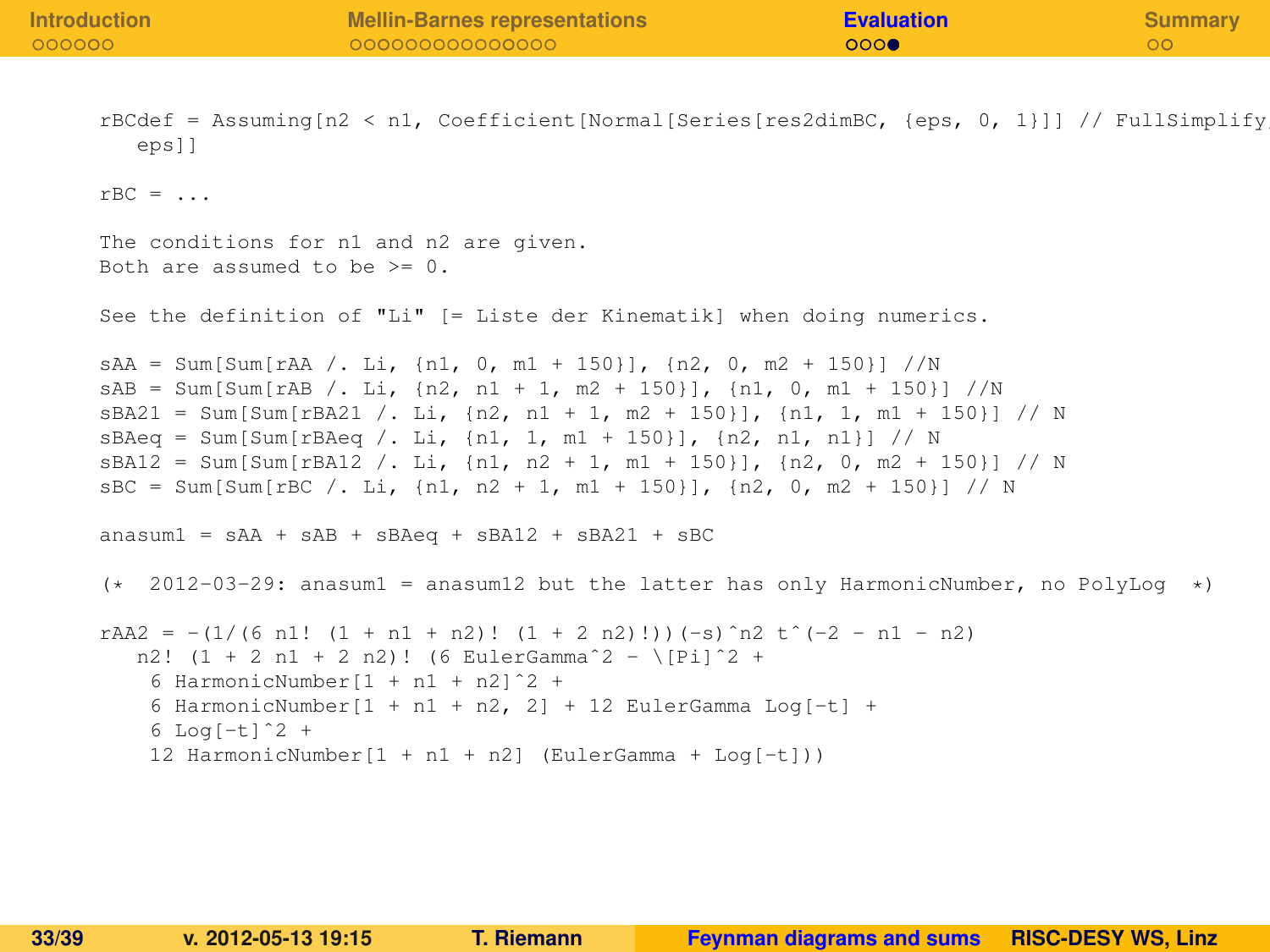```
rBCdef = Assuming[n2 < n1, Coefficient[Normal[Series[res2dimBC, {eps, 0, 1}]] // FullSimplify,
   eps]]

rBC = ...

The conditions for n1 and n2 are given.
Both are assumed to be >= 0.

See the definition of "Li" [= Liste der Kinematik] when doing numerics.

sAA = Sum[Sum[rAA /. Li, {n1, 0, m1 + 150}], {n2, 0, m2 + 150}] //N
sAB = Sum[Sum[rAB /. Li, {n2, n1 + 1, m2 + 150}], {n1, 0, m1 + 150}] //N
sBA21 = Sum[Sum[rBA21 /. Li, {n2, n1 + 1, m2 + 150}], {n1, 1, m1 + 150}] // N
sBAeq = Sum[Sum[rBAeq /. Li, {n1, 1, m1 + 150}], {n2, n1, n1}] // N
sBA12 = Sum[Sum[rBA12 /. Li, {n1, n2 + 1, m1 + 150}], {n2, 0, m2 + 150}] // N
sBC = Sum[Sum[rBC /. Li, {n1, n2 + 1, m1 + 150}], {n2, 0, m2 + 150}] // N

anasum1 = sAA + sAB + sBAeq + sBA12 + sBA21 + sBC

(*  2012-03-29: anasum1 = anasum12 but the latter has only HarmonicNumber, no PolyLog  *)

rAA2 = -(1/(6 n1! (1 + n1 + n2)! (1 + 2 n2)!))(-s)^n2 t^(-2 - n1 - n2)
   n2! (1 + 2 n1 + 2 n2)! (6 EulerGamma^2 - \[Pi]^2 +
    6 HarmonicNumber[1 + n1 + n2]^2 +
    6 HarmonicNumber[1 + n1 + n2, 2] + 12 EulerGamma Log[-t] +
    6 Log[-t]^2 +
    12 HarmonicNumber[1 + n1 + n2] (EulerGamma + Log[-t]))
```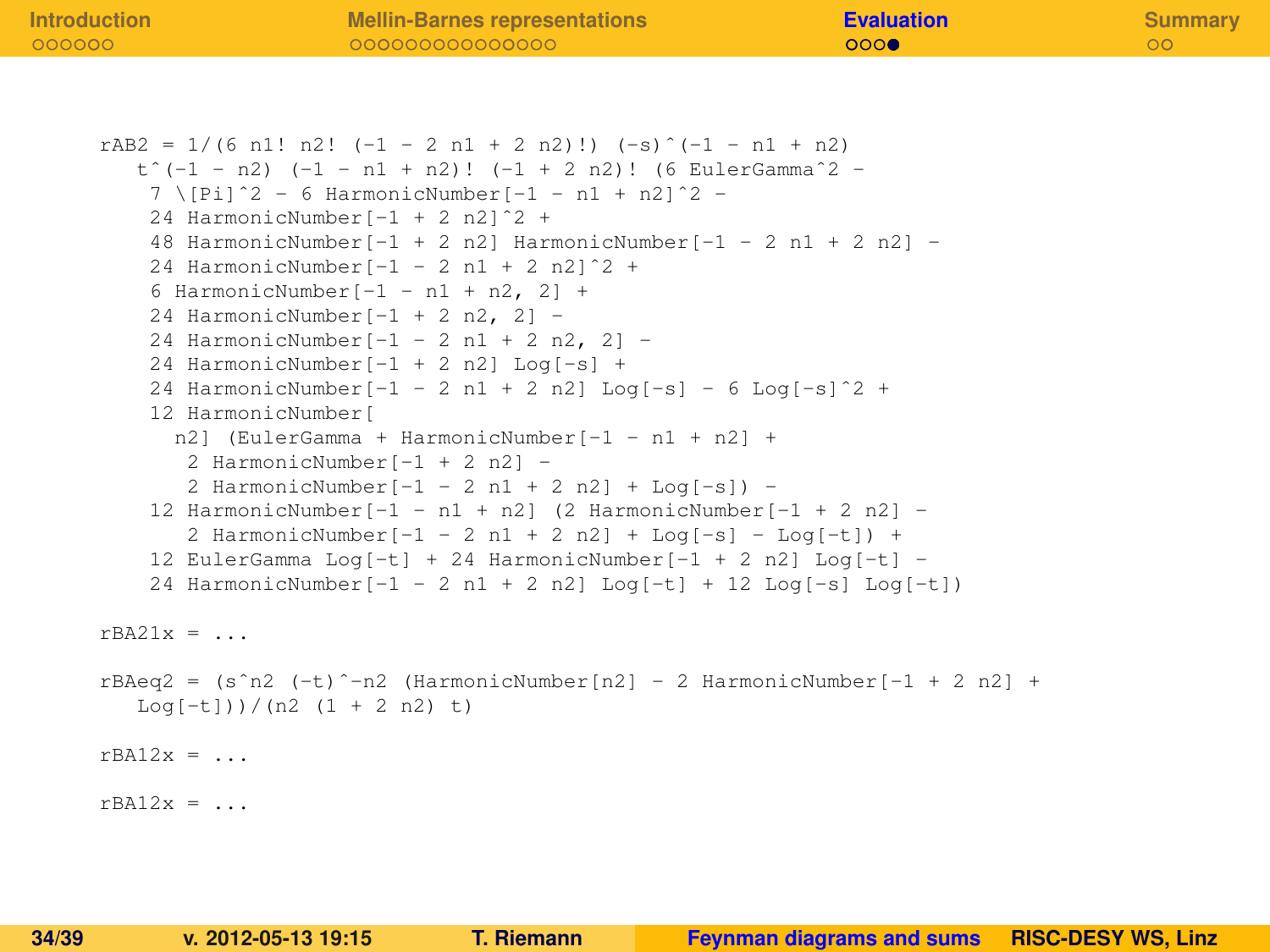```
rAB2 = 1/(6 n1! n2! (-1 - 2 n1 + 2 n2)!) (-s)^(-1 - n1 + n2)
   t^(-1 - n2) (-1 - n1 + n2)! (-1 + 2 n2)! (6 EulerGamma^2 -
    7 \[Pi]^2 - 6 HarmonicNumber[-1 - n1 + n2]^2 -
    24 HarmonicNumber[-1 + 2 n2]^2 +
    48 HarmonicNumber[-1 + 2 n2] HarmonicNumber[-1 - 2 n1 + 2 n2] -
    24 HarmonicNumber[-1 - 2 n1 + 2 n2]^2 +
    6 HarmonicNumber[-1 - n1 + n2, 2] +
    24 HarmonicNumber[-1 + 2 n2, 2] -
    24 HarmonicNumber[-1 - 2 n1 + 2 n2, 2] -
    24 HarmonicNumber[-1 + 2 n2] Log[-s] +
    24 HarmonicNumber[-1 - 2 n1 + 2 n2] Log[-s] - 6 Log[-s]^2 +
    12 HarmonicNumber[
      n2] (EulerGamma + HarmonicNumber[-1 - n1 + n2] +
       2 HarmonicNumber[-1 + 2 n2] -
       2 HarmonicNumber[-1 - 2 n1 + 2 n2] + Log[-s]) -
    12 HarmonicNumber[-1 - n1 + n2] (2 HarmonicNumber[-1 + 2 n2] -
       2 HarmonicNumber[-1 - 2 n1 + 2 n2] + Log[-s] - Log[-t]) +
    12 EulerGamma Log[-t] + 24 HarmonicNumber[-1 + 2 n2] Log[-t] -
    24 HarmonicNumber[-1 - 2 n1 + 2 n2] Log[-t] + 12 Log[-s] Log[-t])

rBA21x = ...

rBAeq2 = (s^n2 (-t)^-n2 (HarmonicNumber[n2] - 2 HarmonicNumber[-1 + 2 n2] +
   Log[-t]))/(n2 (1 + 2 n2) t)

rBA12x = ...

rBA12x = ...
```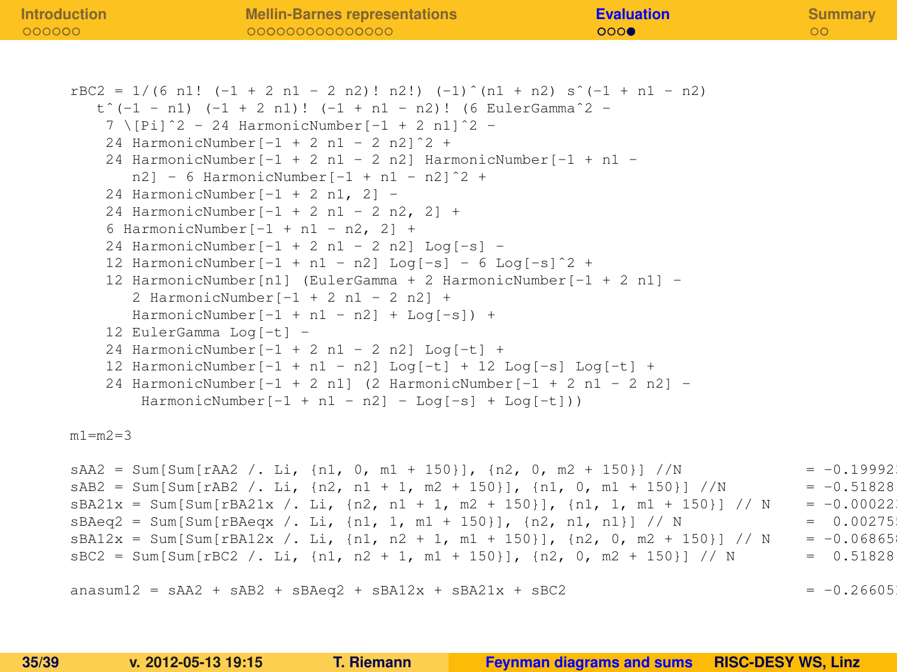```
rBC2 = 1/(6 n1! (-1 + 2 n1 - 2 n2)! n2!) (-1)^(n1 + n2) s^(-1 + n1 - n2)
   t^(-1 - n1) (-1 + 2 n1)! (-1 + n1 - n2)! (6 EulerGamma^2 -
    7 \[Pi]^2 - 24 HarmonicNumber[-1 + 2 n1]^2 -
    24 HarmonicNumber[-1 + 2 n1 - 2 n2]^2 +
    24 HarmonicNumber[-1 + 2 n1 - 2 n2] HarmonicNumber[-1 + n1 -
       n2] - 6 HarmonicNumber[-1 + n1 - n2]^2 +
    24 HarmonicNumber[-1 + 2 n1, 2] -
    24 HarmonicNumber[-1 + 2 n1 - 2 n2, 2] +
    6 HarmonicNumber[-1 + n1 - n2, 2] +
    24 HarmonicNumber[-1 + 2 n1 - 2 n2] Log[-s] -
    12 HarmonicNumber[-1 + n1 - n2] Log[-s] - 6 Log[-s]^2 +
    12 HarmonicNumber[n1] (EulerGamma + 2 HarmonicNumber[-1 + 2 n1] -
       2 HarmonicNumber[-1 + 2 n1 - 2 n2] +
       HarmonicNumber[-1 + n1 - n2] + Log[-s]) +
    12 EulerGamma Log[-t] -
    24 HarmonicNumber[-1 + 2 n1 - 2 n2] Log[-t] +
    12 HarmonicNumber[-1 + n1 - n2] Log[-t] + 12 Log[-s] Log[-t] +
    24 HarmonicNumber[-1 + 2 n1] (2 HarmonicNumber[-1 + 2 n1 - 2 n2] -
        HarmonicNumber[-1 + n1 - n2] - Log[-s] + Log[-t]))

m1=m2=3

sAA2 = Sum[Sum[rAA2 /. Li, {n1, 0, m1 + 150}], {n2, 0, m2 + 150}] //N              = -0.19992
sAB2 = Sum[Sum[rAB2 /. Li, {n2, n1 + 1, m2 + 150}], {n1, 0, m1 + 150}] //N         = -0.51828
sBA21x = Sum[Sum[rBA21x /. Li, {n2, n1 + 1, m2 + 150}], {n1, 1, m1 + 150}] // N    = -0.00022
sBAeq2 = Sum[Sum[rBAeqx /. Li, {n1, 1, m1 + 150}], {n2, n1, n1}] // N              =  0.00275
sBA12x = Sum[Sum[rBA12x /. Li, {n1, n2 + 1, m1 + 150}], {n2, 0, m2 + 150}] // N    = -0.06865
sBC2 = Sum[Sum[rBC2 /. Li, {n1, n2 + 1, m1 + 150}], {n2, 0, m2 + 150}] // N        =  0.51828

anasum12 = sAA2 + sAB2 + sBAeq2 + sBA12x + sBA21x + sBC2                           = -0.26605
```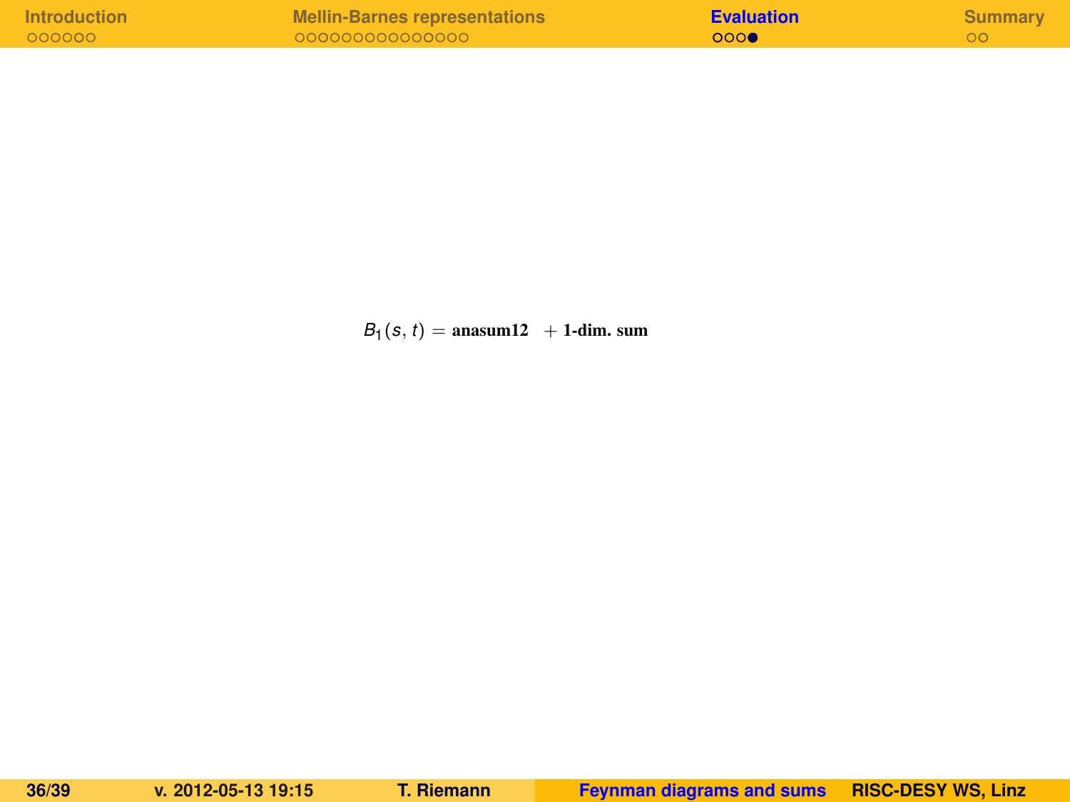$B_1(s, t) =$ **anasum12** $+$ **1-dim. sum**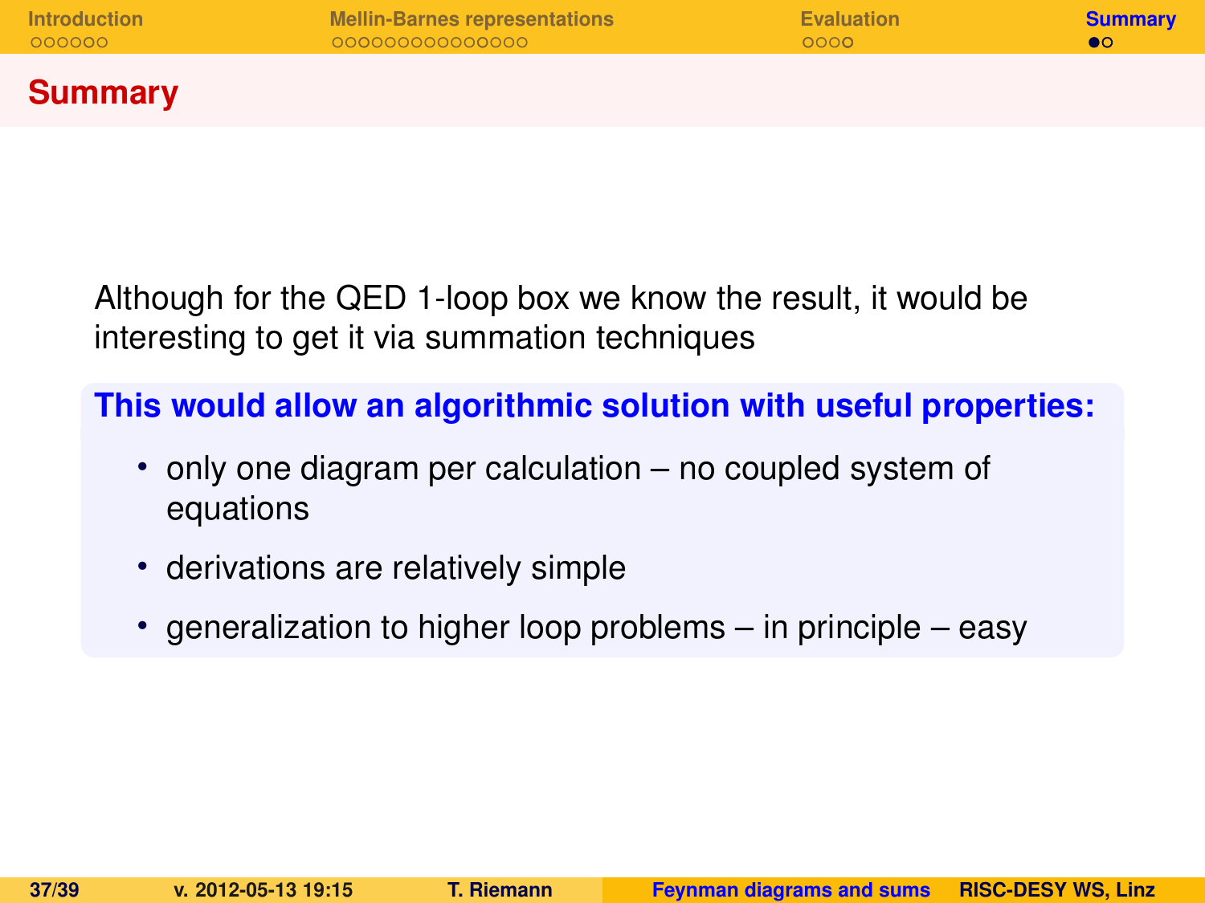# Summary

Although for the QED 1-loop box we know the result, it would be interesting to get it via summation techniques

**This would allow an algorithmic solution with useful properties:**

- only one diagram per calculation – no coupled system of equations
- derivations are relatively simple
- generalization to higher loop problems – in principle – easy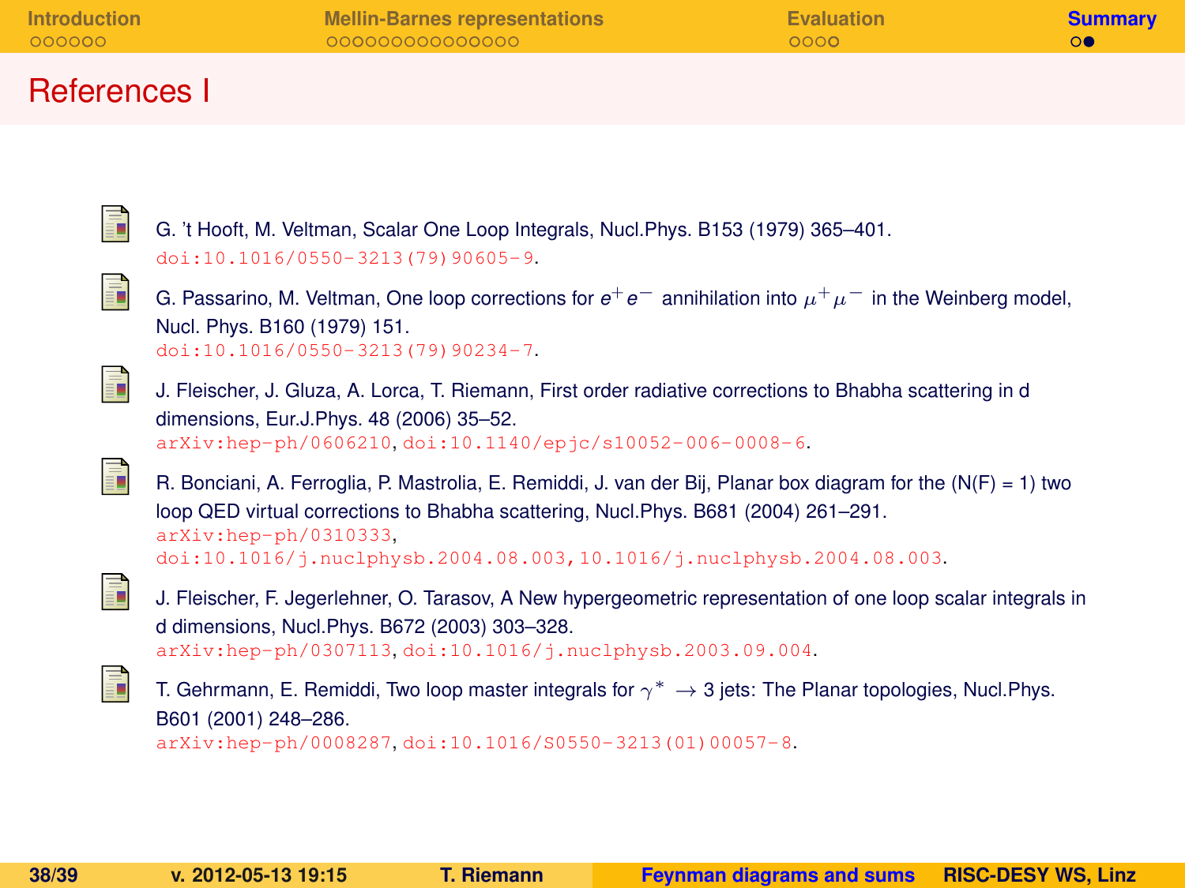# References I

- G. 't Hooft, M. Veltman, Scalar One Loop Integrals, Nucl.Phys. B153 (1979) 365–401.
  doi:10.1016/0550-3213(79)90605-9.

- G. Passarino, M. Veltman, One loop corrections for $e^+e^-$ annihilation into $\mu^+\mu^-$ in the Weinberg model, Nucl. Phys. B160 (1979) 151.
  doi:10.1016/0550-3213(79)90234-7.

- J. Fleischer, J. Gluza, A. Lorca, T. Riemann, First order radiative corrections to Bhabha scattering in d dimensions, Eur.J.Phys. 48 (2006) 35–52.
  arXiv:hep-ph/0606210, doi:10.1140/epjc/s10052-006-0008-6.

- R. Bonciani, A. Ferroglia, P. Mastrolia, E. Remiddi, J. van der Bij, Planar box diagram for the (N(F) = 1) two loop QED virtual corrections to Bhabha scattering, Nucl.Phys. B681 (2004) 261–291.
  arXiv:hep-ph/0310333,
  doi:10.1016/j.nuclphysb.2004.08.003, 10.1016/j.nuclphysb.2004.08.003.

- J. Fleischer, F. Jegerlehner, O. Tarasov, A New hypergeometric representation of one loop scalar integrals in d dimensions, Nucl.Phys. B672 (2003) 303–328.
  arXiv:hep-ph/0307113, doi:10.1016/j.nuclphysb.2003.09.004.

- T. Gehrmann, E. Remiddi, Two loop master integrals for $\gamma^* \to 3$ jets: The Planar topologies, Nucl.Phys. B601 (2001) 248–286.
  arXiv:hep-ph/0008287, doi:10.1016/S0550-3213(01)00057-8.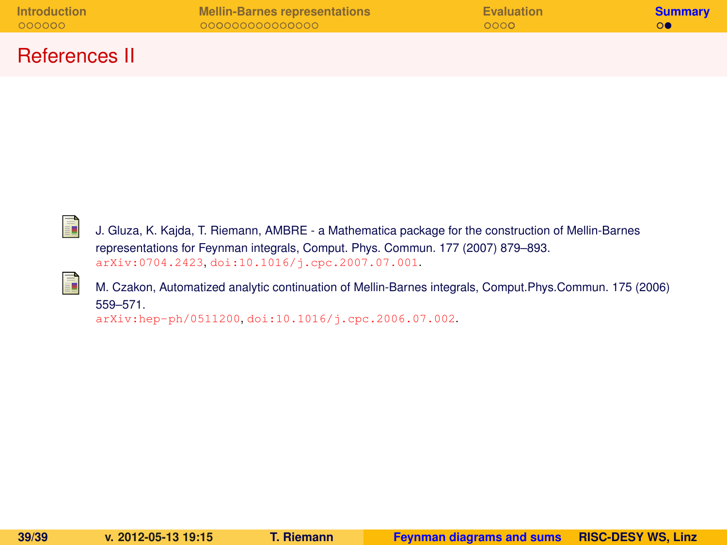# References II

- J. Gluza, K. Kajda, T. Riemann, AMBRE - a Mathematica package for the construction of Mellin-Barnes representations for Feynman integrals, Comput. Phys. Commun. 177 (2007) 879–893. arXiv:0704.2423, doi:10.1016/j.cpc.2007.07.001.

- M. Czakon, Automatized analytic continuation of Mellin-Barnes integrals, Comput.Phys.Commun. 175 (2006) 559–571. arXiv:hep-ph/0511200, doi:10.1016/j.cpc.2006.07.002.